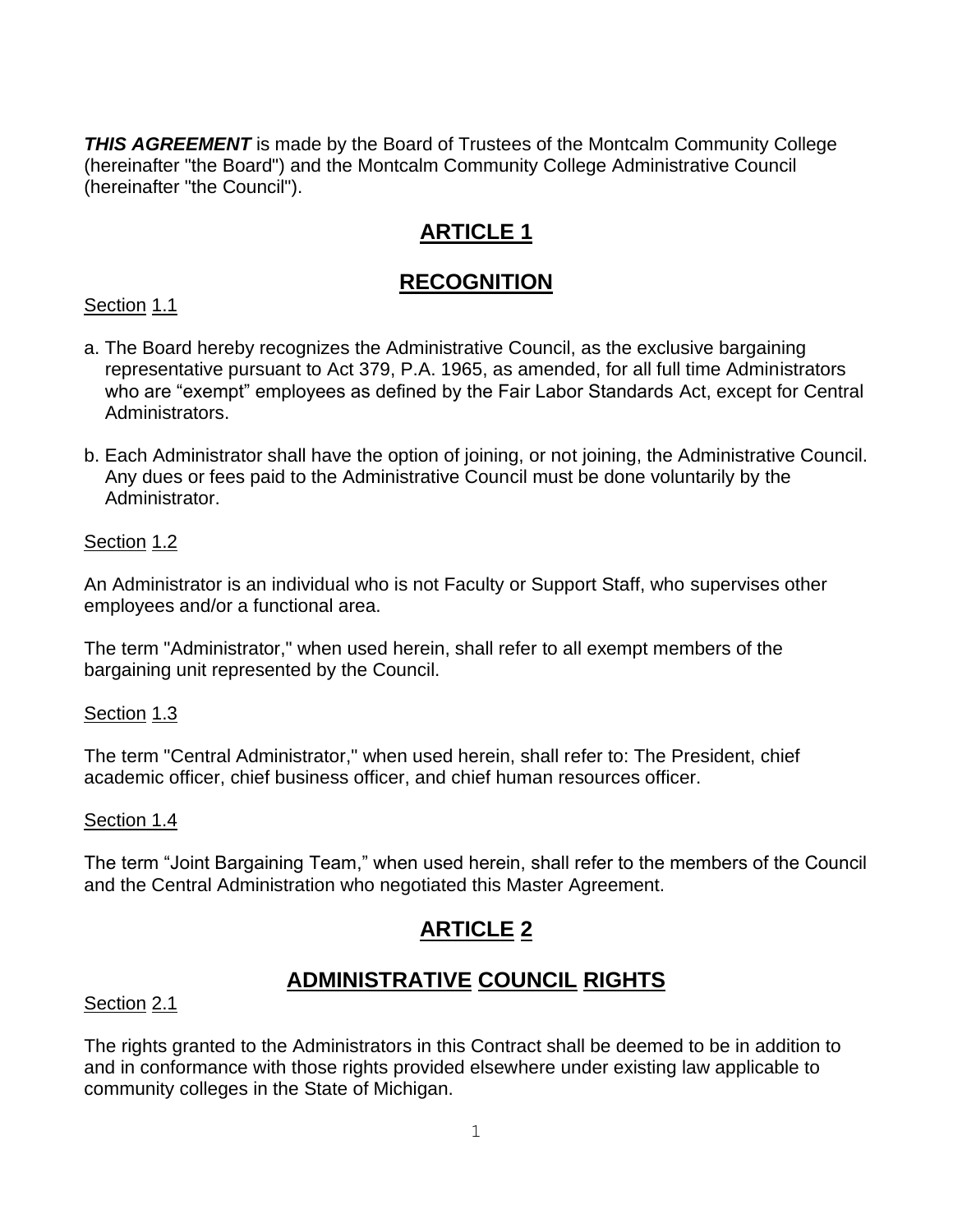***THIS AGREEMENT*** is made by the Board of Trustees of the Montcalm Community College (hereinafter "the Board") and the Montcalm Community College Administrative Council (hereinafter "the Council").

# ARTICLE 1

## RECOGNITION

Section 1.1

a. The Board hereby recognizes the Administrative Council, as the exclusive bargaining representative pursuant to Act 379, P.A. 1965, as amended, for all full time Administrators who are "exempt" employees as defined by the Fair Labor Standards Act, except for Central Administrators.

b. Each Administrator shall have the option of joining, or not joining, the Administrative Council. Any dues or fees paid to the Administrative Council must be done voluntarily by the Administrator.

Section 1.2

An Administrator is an individual who is not Faculty or Support Staff, who supervises other employees and/or a functional area.

The term "Administrator," when used herein, shall refer to all exempt members of the bargaining unit represented by the Council.

Section 1.3

The term "Central Administrator," when used herein, shall refer to: The President, chief academic officer, chief business officer, and chief human resources officer.

Section 1.4

The term "Joint Bargaining Team," when used herein, shall refer to the members of the Council and the Central Administration who negotiated this Master Agreement.

# ARTICLE 2

## ADMINISTRATIVE COUNCIL RIGHTS

Section 2.1

The rights granted to the Administrators in this Contract shall be deemed to be in addition to and in conformance with those rights provided elsewhere under existing law applicable to community colleges in the State of Michigan.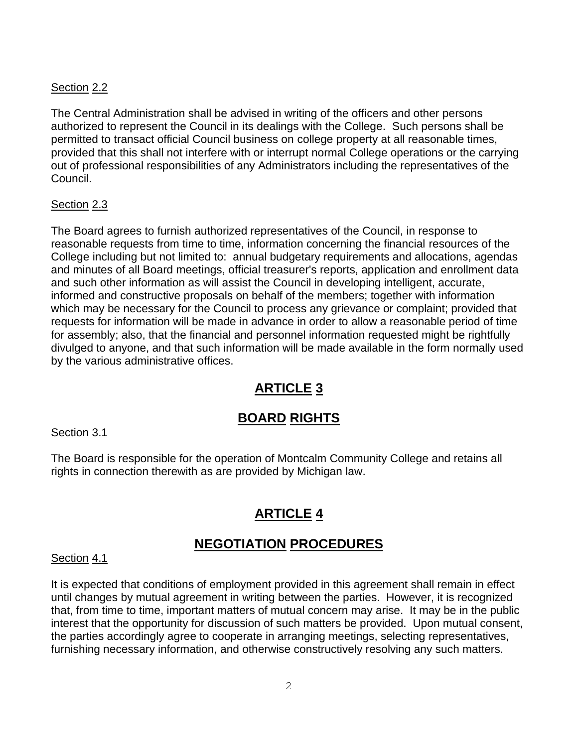Section 2.2

The Central Administration shall be advised in writing of the officers and other persons authorized to represent the Council in its dealings with the College. Such persons shall be permitted to transact official Council business on college property at all reasonable times, provided that this shall not interfere with or interrupt normal College operations or the carrying out of professional responsibilities of any Administrators including the representatives of the Council.

Section 2.3

The Board agrees to furnish authorized representatives of the Council, in response to reasonable requests from time to time, information concerning the financial resources of the College including but not limited to: annual budgetary requirements and allocations, agendas and minutes of all Board meetings, official treasurer's reports, application and enrollment data and such other information as will assist the Council in developing intelligent, accurate, informed and constructive proposals on behalf of the members; together with information which may be necessary for the Council to process any grievance or complaint; provided that requests for information will be made in advance in order to allow a reasonable period of time for assembly; also, that the financial and personnel information requested might be rightfully divulged to anyone, and that such information will be made available in the form normally used by the various administrative offices.

# ARTICLE 3

## BOARD RIGHTS

Section 3.1

The Board is responsible for the operation of Montcalm Community College and retains all rights in connection therewith as are provided by Michigan law.

# ARTICLE 4

## NEGOTIATION PROCEDURES

Section 4.1

It is expected that conditions of employment provided in this agreement shall remain in effect until changes by mutual agreement in writing between the parties. However, it is recognized that, from time to time, important matters of mutual concern may arise. It may be in the public interest that the opportunity for discussion of such matters be provided. Upon mutual consent, the parties accordingly agree to cooperate in arranging meetings, selecting representatives, furnishing necessary information, and otherwise constructively resolving any such matters.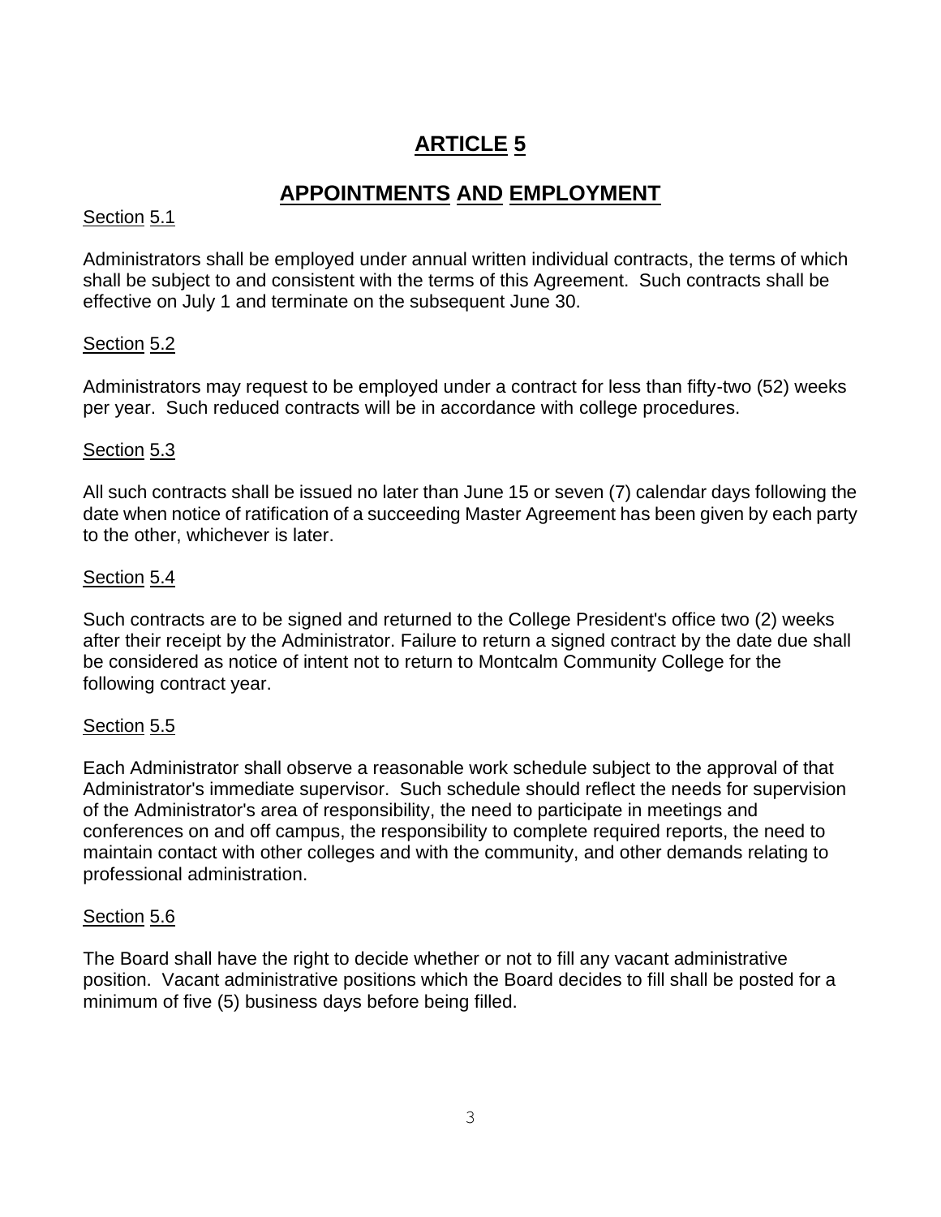# ARTICLE 5

## APPOINTMENTS AND EMPLOYMENT

Section 5.1

Administrators shall be employed under annual written individual contracts, the terms of which shall be subject to and consistent with the terms of this Agreement. Such contracts shall be effective on July 1 and terminate on the subsequent June 30.

Section 5.2

Administrators may request to be employed under a contract for less than fifty-two (52) weeks per year. Such reduced contracts will be in accordance with college procedures.

Section 5.3

All such contracts shall be issued no later than June 15 or seven (7) calendar days following the date when notice of ratification of a succeeding Master Agreement has been given by each party to the other, whichever is later.

Section 5.4

Such contracts are to be signed and returned to the College President's office two (2) weeks after their receipt by the Administrator. Failure to return a signed contract by the date due shall be considered as notice of intent not to return to Montcalm Community College for the following contract year.

Section 5.5

Each Administrator shall observe a reasonable work schedule subject to the approval of that Administrator's immediate supervisor. Such schedule should reflect the needs for supervision of the Administrator's area of responsibility, the need to participate in meetings and conferences on and off campus, the responsibility to complete required reports, the need to maintain contact with other colleges and with the community, and other demands relating to professional administration.

Section 5.6

The Board shall have the right to decide whether or not to fill any vacant administrative position. Vacant administrative positions which the Board decides to fill shall be posted for a minimum of five (5) business days before being filled.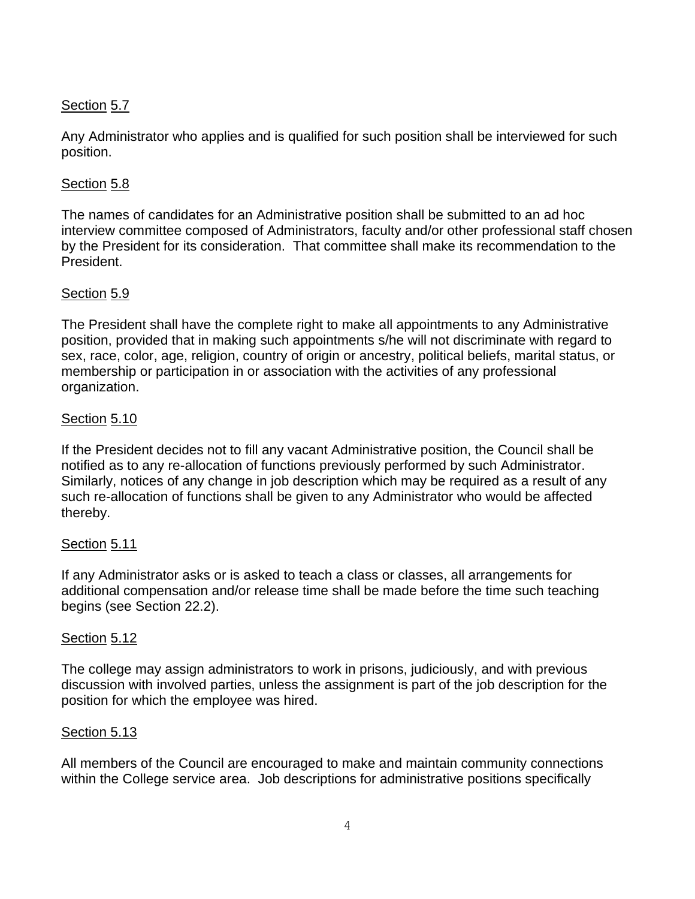<u>Section 5.7</u>

Any Administrator who applies and is qualified for such position shall be interviewed for such position.

<u>Section 5.8</u>

The names of candidates for an Administrative position shall be submitted to an ad hoc interview committee composed of Administrators, faculty and/or other professional staff chosen by the President for its consideration. That committee shall make its recommendation to the President.

<u>Section 5.9</u>

The President shall have the complete right to make all appointments to any Administrative position, provided that in making such appointments s/he will not discriminate with regard to sex, race, color, age, religion, country of origin or ancestry, political beliefs, marital status, or membership or participation in or association with the activities of any professional organization.

<u>Section 5.10</u>

If the President decides not to fill any vacant Administrative position, the Council shall be notified as to any re-allocation of functions previously performed by such Administrator. Similarly, notices of any change in job description which may be required as a result of any such re-allocation of functions shall be given to any Administrator who would be affected thereby.

<u>Section 5.11</u>

If any Administrator asks or is asked to teach a class or classes, all arrangements for additional compensation and/or release time shall be made before the time such teaching begins (see Section 22.2).

<u>Section 5.12</u>

The college may assign administrators to work in prisons, judiciously, and with previous discussion with involved parties, unless the assignment is part of the job description for the position for which the employee was hired.

<u>Section 5.13</u>

All members of the Council are encouraged to make and maintain community connections within the College service area. Job descriptions for administrative positions specifically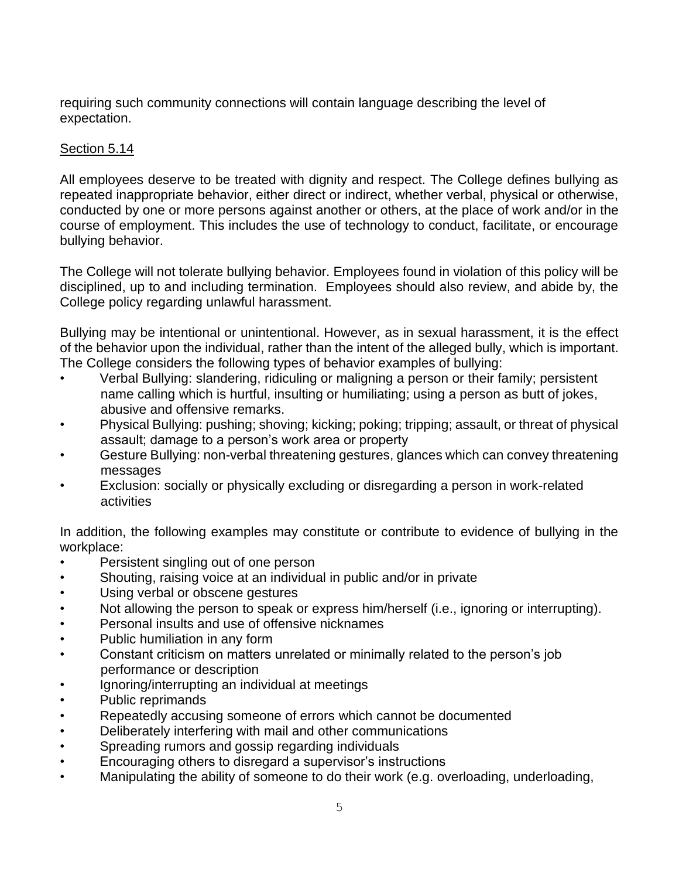requiring such community connections will contain language describing the level of expectation.

Section 5.14

All employees deserve to be treated with dignity and respect. The College defines bullying as repeated inappropriate behavior, either direct or indirect, whether verbal, physical or otherwise, conducted by one or more persons against another or others, at the place of work and/or in the course of employment. This includes the use of technology to conduct, facilitate, or encourage bullying behavior.

The College will not tolerate bullying behavior. Employees found in violation of this policy will be disciplined, up to and including termination. Employees should also review, and abide by, the College policy regarding unlawful harassment.

Bullying may be intentional or unintentional. However, as in sexual harassment, it is the effect of the behavior upon the individual, rather than the intent of the alleged bully, which is important. The College considers the following types of behavior examples of bullying:

- Verbal Bullying: slandering, ridiculing or maligning a person or their family; persistent name calling which is hurtful, insulting or humiliating; using a person as butt of jokes, abusive and offensive remarks.
- Physical Bullying: pushing; shoving; kicking; poking; tripping; assault, or threat of physical assault; damage to a person's work area or property
- Gesture Bullying: non-verbal threatening gestures, glances which can convey threatening messages
- Exclusion: socially or physically excluding or disregarding a person in work-related activities

In addition, the following examples may constitute or contribute to evidence of bullying in the workplace:

- Persistent singling out of one person
- Shouting, raising voice at an individual in public and/or in private
- Using verbal or obscene gestures
- Not allowing the person to speak or express him/herself (i.e., ignoring or interrupting).
- Personal insults and use of offensive nicknames
- Public humiliation in any form
- Constant criticism on matters unrelated or minimally related to the person's job performance or description
- Ignoring/interrupting an individual at meetings
- Public reprimands
- Repeatedly accusing someone of errors which cannot be documented
- Deliberately interfering with mail and other communications
- Spreading rumors and gossip regarding individuals
- Encouraging others to disregard a supervisor's instructions
- Manipulating the ability of someone to do their work (e.g. overloading, underloading,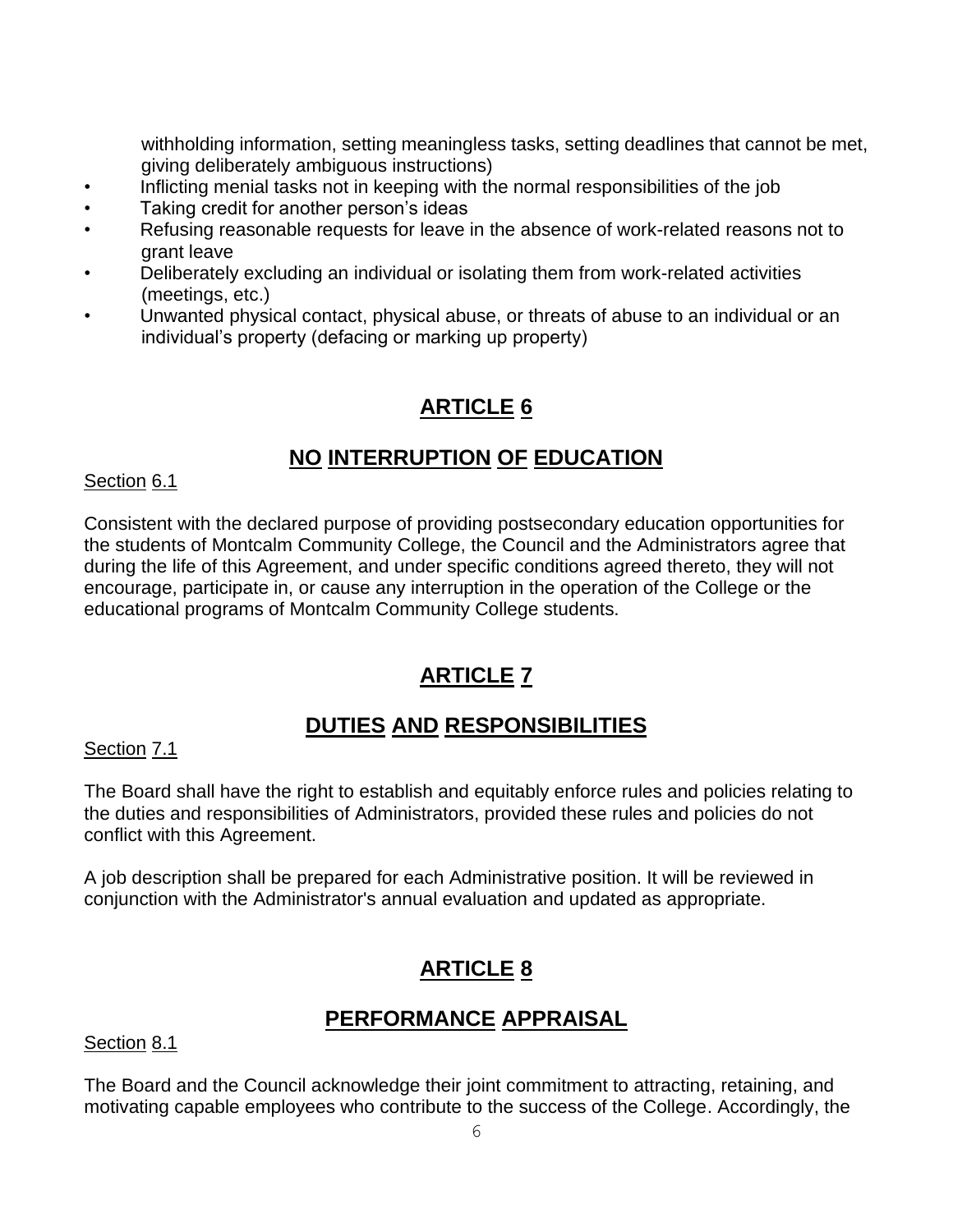withholding information, setting meaningless tasks, setting deadlines that cannot be met, giving deliberately ambiguous instructions)

- Inflicting menial tasks not in keeping with the normal responsibilities of the job
- Taking credit for another person's ideas
- Refusing reasonable requests for leave in the absence of work-related reasons not to grant leave
- Deliberately excluding an individual or isolating them from work-related activities (meetings, etc.)
- Unwanted physical contact, physical abuse, or threats of abuse to an individual or an individual's property (defacing or marking up property)

# ARTICLE 6

## NO INTERRUPTION OF EDUCATION

Section 6.1

Consistent with the declared purpose of providing postsecondary education opportunities for the students of Montcalm Community College, the Council and the Administrators agree that during the life of this Agreement, and under specific conditions agreed thereto, they will not encourage, participate in, or cause any interruption in the operation of the College or the educational programs of Montcalm Community College students.

# ARTICLE 7

## DUTIES AND RESPONSIBILITIES

Section 7.1

The Board shall have the right to establish and equitably enforce rules and policies relating to the duties and responsibilities of Administrators, provided these rules and policies do not conflict with this Agreement.

A job description shall be prepared for each Administrative position. It will be reviewed in conjunction with the Administrator's annual evaluation and updated as appropriate.

# ARTICLE 8

## PERFORMANCE APPRAISAL

Section 8.1

The Board and the Council acknowledge their joint commitment to attracting, retaining, and motivating capable employees who contribute to the success of the College. Accordingly, the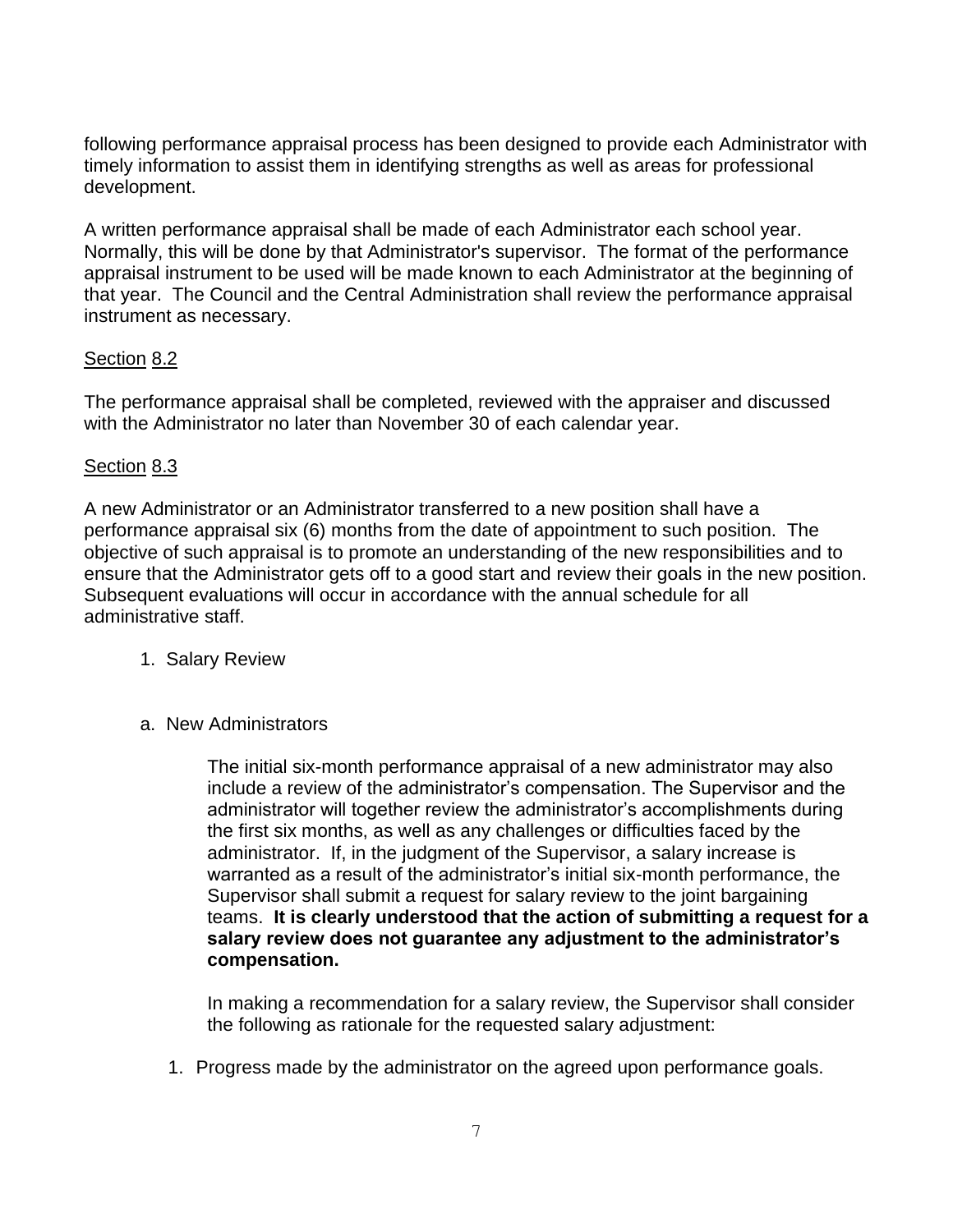following performance appraisal process has been designed to provide each Administrator with timely information to assist them in identifying strengths as well as areas for professional development.

A written performance appraisal shall be made of each Administrator each school year. Normally, this will be done by that Administrator's supervisor. The format of the performance appraisal instrument to be used will be made known to each Administrator at the beginning of that year. The Council and the Central Administration shall review the performance appraisal instrument as necessary.

## Section 8.2

The performance appraisal shall be completed, reviewed with the appraiser and discussed with the Administrator no later than November 30 of each calendar year.

## Section 8.3

A new Administrator or an Administrator transferred to a new position shall have a performance appraisal six (6) months from the date of appointment to such position. The objective of such appraisal is to promote an understanding of the new responsibilities and to ensure that the Administrator gets off to a good start and review their goals in the new position. Subsequent evaluations will occur in accordance with the annual schedule for all administrative staff.

1. Salary Review

a. New Administrators

The initial six-month performance appraisal of a new administrator may also include a review of the administrator's compensation. The Supervisor and the administrator will together review the administrator's accomplishments during the first six months, as well as any challenges or difficulties faced by the administrator. If, in the judgment of the Supervisor, a salary increase is warranted as a result of the administrator's initial six-month performance, the Supervisor shall submit a request for salary review to the joint bargaining teams. **It is clearly understood that the action of submitting a request for a salary review does not guarantee any adjustment to the administrator's compensation.**

In making a recommendation for a salary review, the Supervisor shall consider the following as rationale for the requested salary adjustment:

1. Progress made by the administrator on the agreed upon performance goals.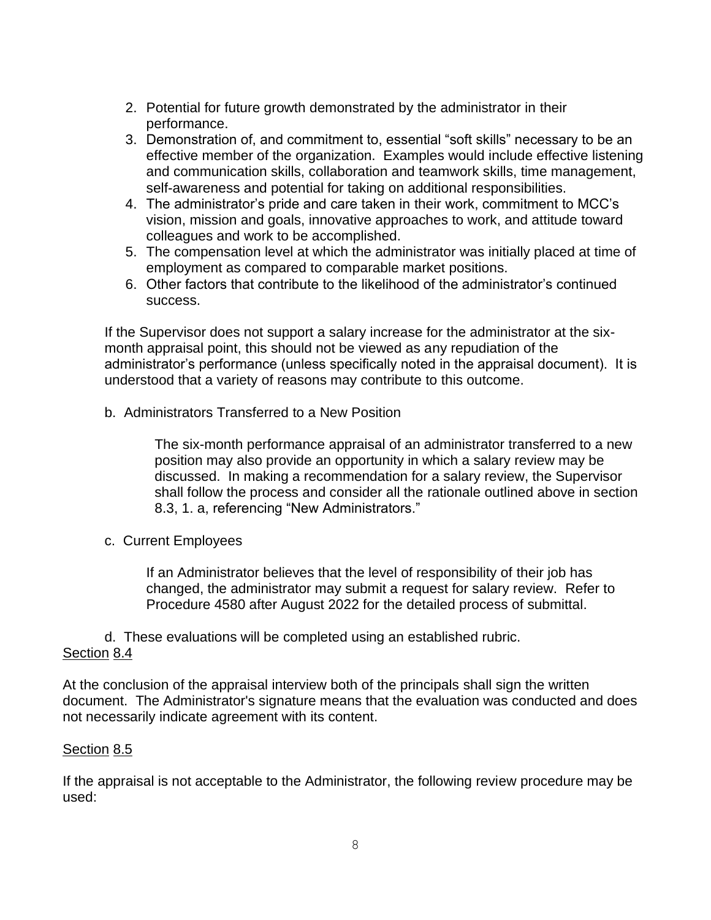2. Potential for future growth demonstrated by the administrator in their performance.
3. Demonstration of, and commitment to, essential "soft skills" necessary to be an effective member of the organization. Examples would include effective listening and communication skills, collaboration and teamwork skills, time management, self-awareness and potential for taking on additional responsibilities.
4. The administrator's pride and care taken in their work, commitment to MCC's vision, mission and goals, innovative approaches to work, and attitude toward colleagues and work to be accomplished.
5. The compensation level at which the administrator was initially placed at time of employment as compared to comparable market positions.
6. Other factors that contribute to the likelihood of the administrator's continued success.

If the Supervisor does not support a salary increase for the administrator at the six-month appraisal point, this should not be viewed as any repudiation of the administrator's performance (unless specifically noted in the appraisal document). It is understood that a variety of reasons may contribute to this outcome.

b. Administrators Transferred to a New Position

The six-month performance appraisal of an administrator transferred to a new position may also provide an opportunity in which a salary review may be discussed. In making a recommendation for a salary review, the Supervisor shall follow the process and consider all the rationale outlined above in section 8.3, 1. a, referencing "New Administrators."

c. Current Employees

If an Administrator believes that the level of responsibility of their job has changed, the administrator may submit a request for salary review. Refer to Procedure 4580 after August 2022 for the detailed process of submittal.

d. These evaluations will be completed using an established rubric.

Section 8.4

At the conclusion of the appraisal interview both of the principals shall sign the written document. The Administrator's signature means that the evaluation was conducted and does not necessarily indicate agreement with its content.

Section 8.5

If the appraisal is not acceptable to the Administrator, the following review procedure may be used: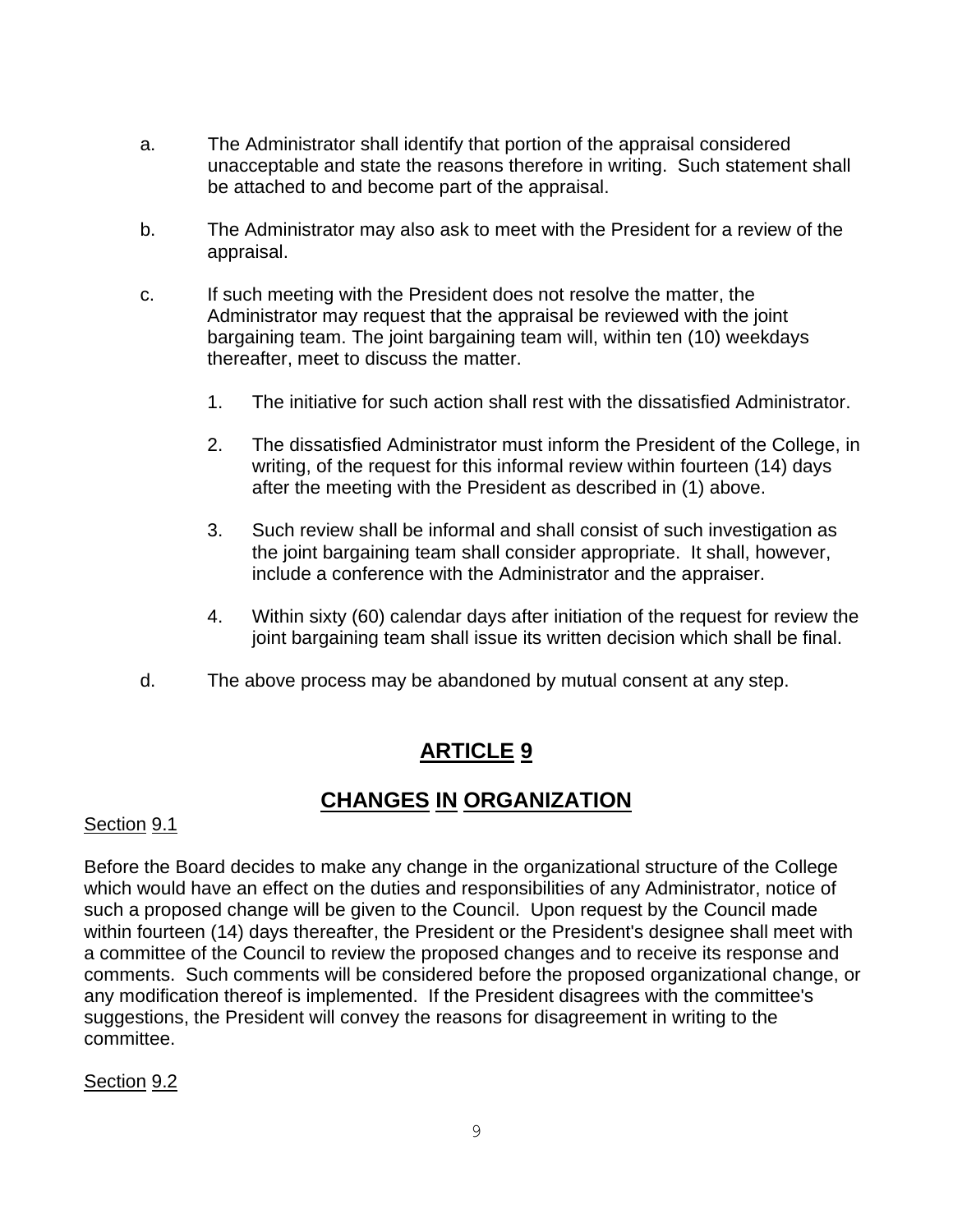a. The Administrator shall identify that portion of the appraisal considered unacceptable and state the reasons therefore in writing. Such statement shall be attached to and become part of the appraisal.

b. The Administrator may also ask to meet with the President for a review of the appraisal.

c. If such meeting with the President does not resolve the matter, the Administrator may request that the appraisal be reviewed with the joint bargaining team. The joint bargaining team will, within ten (10) weekdays thereafter, meet to discuss the matter.

   1. The initiative for such action shall rest with the dissatisfied Administrator.

   2. The dissatisfied Administrator must inform the President of the College, in writing, of the request for this informal review within fourteen (14) days after the meeting with the President as described in (1) above.

   3. Such review shall be informal and shall consist of such investigation as the joint bargaining team shall consider appropriate. It shall, however, include a conference with the Administrator and the appraiser.

   4. Within sixty (60) calendar days after initiation of the request for review the joint bargaining team shall issue its written decision which shall be final.

d. The above process may be abandoned by mutual consent at any step.

# ARTICLE 9

## CHANGES IN ORGANIZATION

Section 9.1

Before the Board decides to make any change in the organizational structure of the College which would have an effect on the duties and responsibilities of any Administrator, notice of such a proposed change will be given to the Council. Upon request by the Council made within fourteen (14) days thereafter, the President or the President's designee shall meet with a committee of the Council to review the proposed changes and to receive its response and comments. Such comments will be considered before the proposed organizational change, or any modification thereof is implemented. If the President disagrees with the committee's suggestions, the President will convey the reasons for disagreement in writing to the committee.

Section 9.2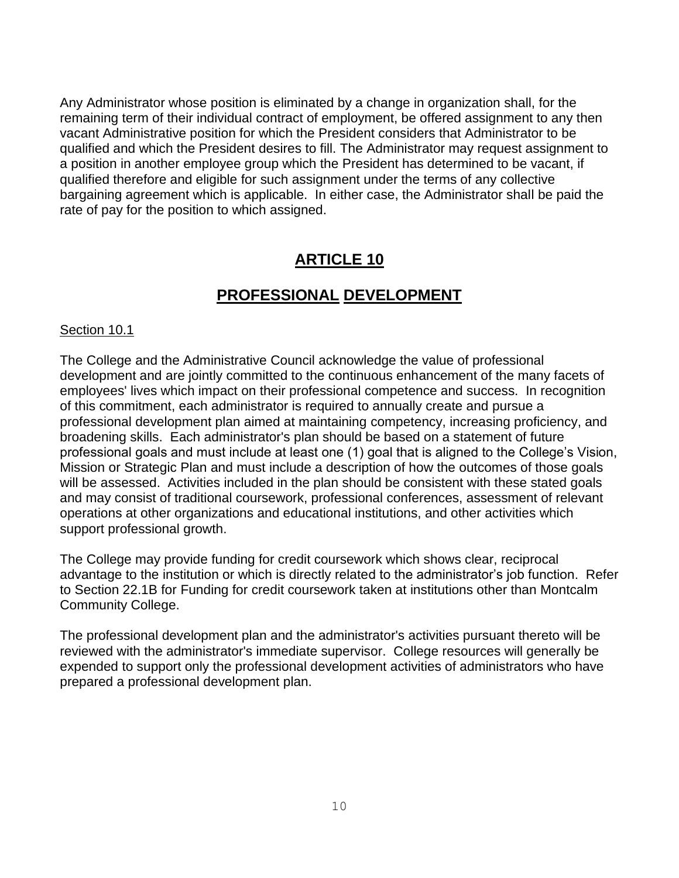Any Administrator whose position is eliminated by a change in organization shall, for the remaining term of their individual contract of employment, be offered assignment to any then vacant Administrative position for which the President considers that Administrator to be qualified and which the President desires to fill. The Administrator may request assignment to a position in another employee group which the President has determined to be vacant, if qualified therefore and eligible for such assignment under the terms of any collective bargaining agreement which is applicable. In either case, the Administrator shall be paid the rate of pay for the position to which assigned.

# ARTICLE 10

# PROFESSIONAL DEVELOPMENT

Section 10.1

The College and the Administrative Council acknowledge the value of professional development and are jointly committed to the continuous enhancement of the many facets of employees' lives which impact on their professional competence and success. In recognition of this commitment, each administrator is required to annually create and pursue a professional development plan aimed at maintaining competency, increasing proficiency, and broadening skills. Each administrator's plan should be based on a statement of future professional goals and must include at least one (1) goal that is aligned to the College's Vision, Mission or Strategic Plan and must include a description of how the outcomes of those goals will be assessed. Activities included in the plan should be consistent with these stated goals and may consist of traditional coursework, professional conferences, assessment of relevant operations at other organizations and educational institutions, and other activities which support professional growth.

The College may provide funding for credit coursework which shows clear, reciprocal advantage to the institution or which is directly related to the administrator's job function. Refer to Section 22.1B for Funding for credit coursework taken at institutions other than Montcalm Community College.

The professional development plan and the administrator's activities pursuant thereto will be reviewed with the administrator's immediate supervisor. College resources will generally be expended to support only the professional development activities of administrators who have prepared a professional development plan.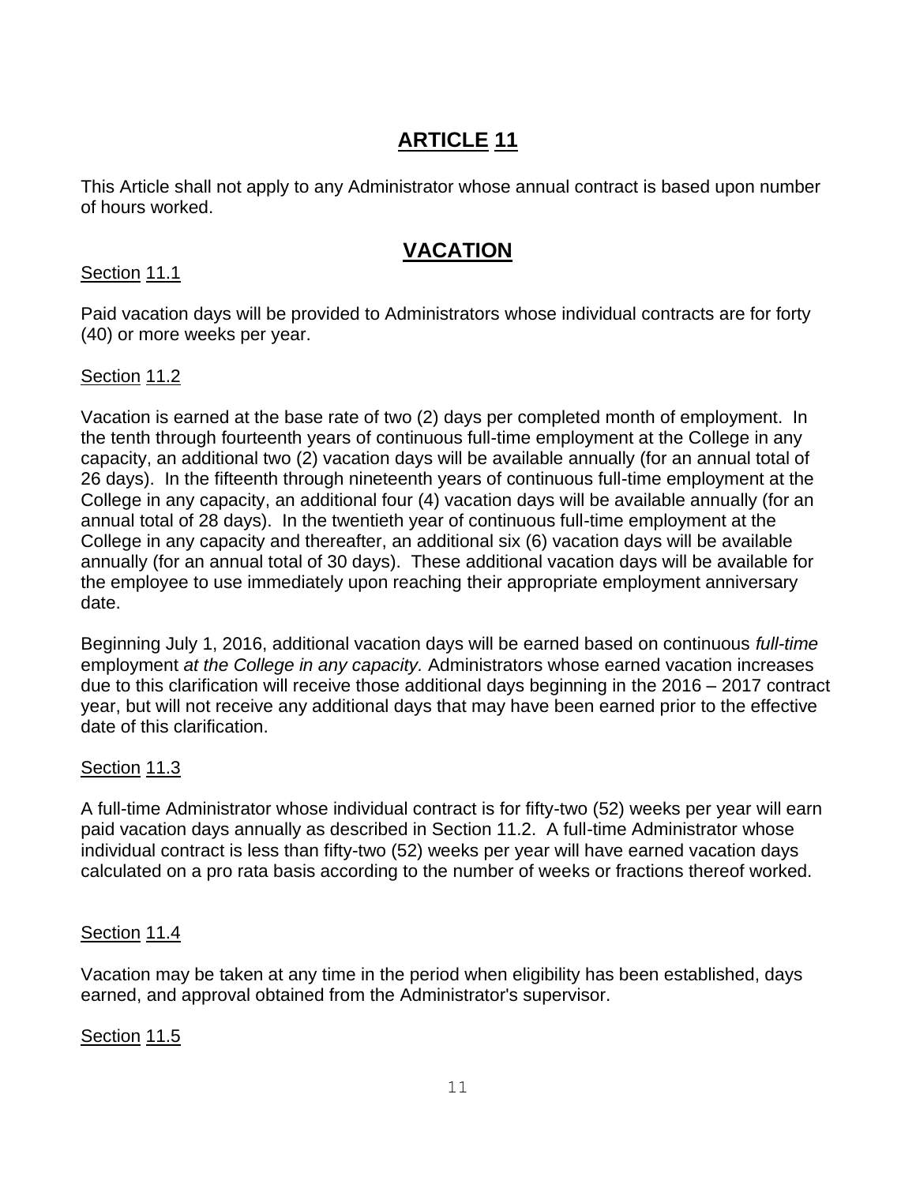# ARTICLE 11

This Article shall not apply to any Administrator whose annual contract is based upon number of hours worked.

## VACATION

Section 11.1

Paid vacation days will be provided to Administrators whose individual contracts are for forty (40) or more weeks per year.

Section 11.2

Vacation is earned at the base rate of two (2) days per completed month of employment. In the tenth through fourteenth years of continuous full-time employment at the College in any capacity, an additional two (2) vacation days will be available annually (for an annual total of 26 days). In the fifteenth through nineteenth years of continuous full-time employment at the College in any capacity, an additional four (4) vacation days will be available annually (for an annual total of 28 days). In the twentieth year of continuous full-time employment at the College in any capacity and thereafter, an additional six (6) vacation days will be available annually (for an annual total of 30 days). These additional vacation days will be available for the employee to use immediately upon reaching their appropriate employment anniversary date.

Beginning July 1, 2016, additional vacation days will be earned based on continuous *full-time* employment *at the College in any capacity.* Administrators whose earned vacation increases due to this clarification will receive those additional days beginning in the 2016 – 2017 contract year, but will not receive any additional days that may have been earned prior to the effective date of this clarification.

Section 11.3

A full-time Administrator whose individual contract is for fifty-two (52) weeks per year will earn paid vacation days annually as described in Section 11.2. A full-time Administrator whose individual contract is less than fifty-two (52) weeks per year will have earned vacation days calculated on a pro rata basis according to the number of weeks or fractions thereof worked.

Section 11.4

Vacation may be taken at any time in the period when eligibility has been established, days earned, and approval obtained from the Administrator's supervisor.

Section 11.5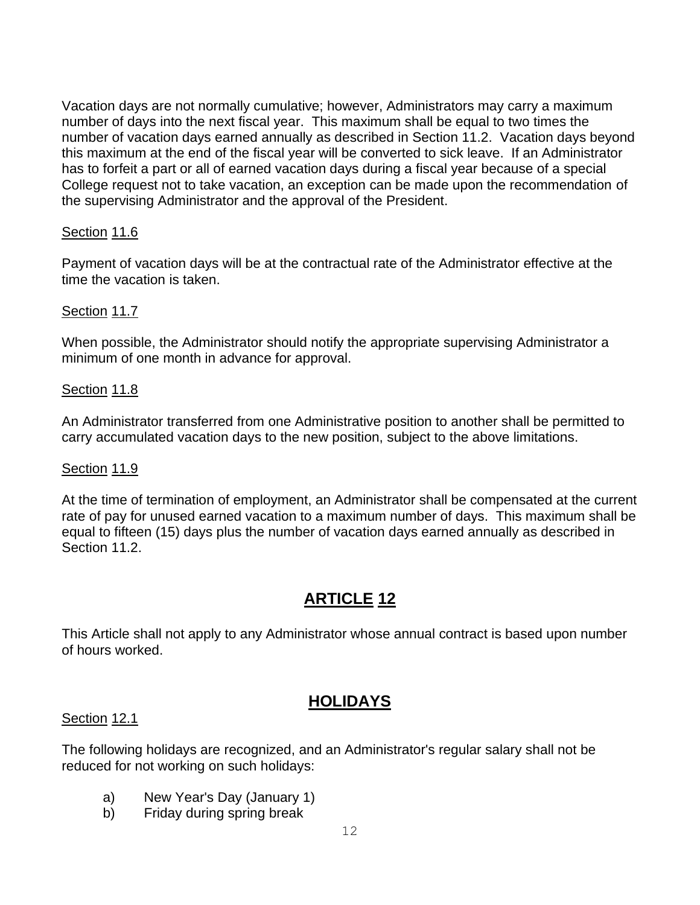Vacation days are not normally cumulative; however, Administrators may carry a maximum number of days into the next fiscal year. This maximum shall be equal to two times the number of vacation days earned annually as described in Section 11.2. Vacation days beyond this maximum at the end of the fiscal year will be converted to sick leave. If an Administrator has to forfeit a part or all of earned vacation days during a fiscal year because of a special College request not to take vacation, an exception can be made upon the recommendation of the supervising Administrator and the approval of the President.

Section 11.6

Payment of vacation days will be at the contractual rate of the Administrator effective at the time the vacation is taken.

Section 11.7

When possible, the Administrator should notify the appropriate supervising Administrator a minimum of one month in advance for approval.

Section 11.8

An Administrator transferred from one Administrative position to another shall be permitted to carry accumulated vacation days to the new position, subject to the above limitations.

Section 11.9

At the time of termination of employment, an Administrator shall be compensated at the current rate of pay for unused earned vacation to a maximum number of days. This maximum shall be equal to fifteen (15) days plus the number of vacation days earned annually as described in Section 11.2.

## ARTICLE 12

This Article shall not apply to any Administrator whose annual contract is based upon number of hours worked.

## HOLIDAYS

Section 12.1

The following holidays are recognized, and an Administrator's regular salary shall not be reduced for not working on such holidays:

a) New Year's Day (January 1)
b) Friday during spring break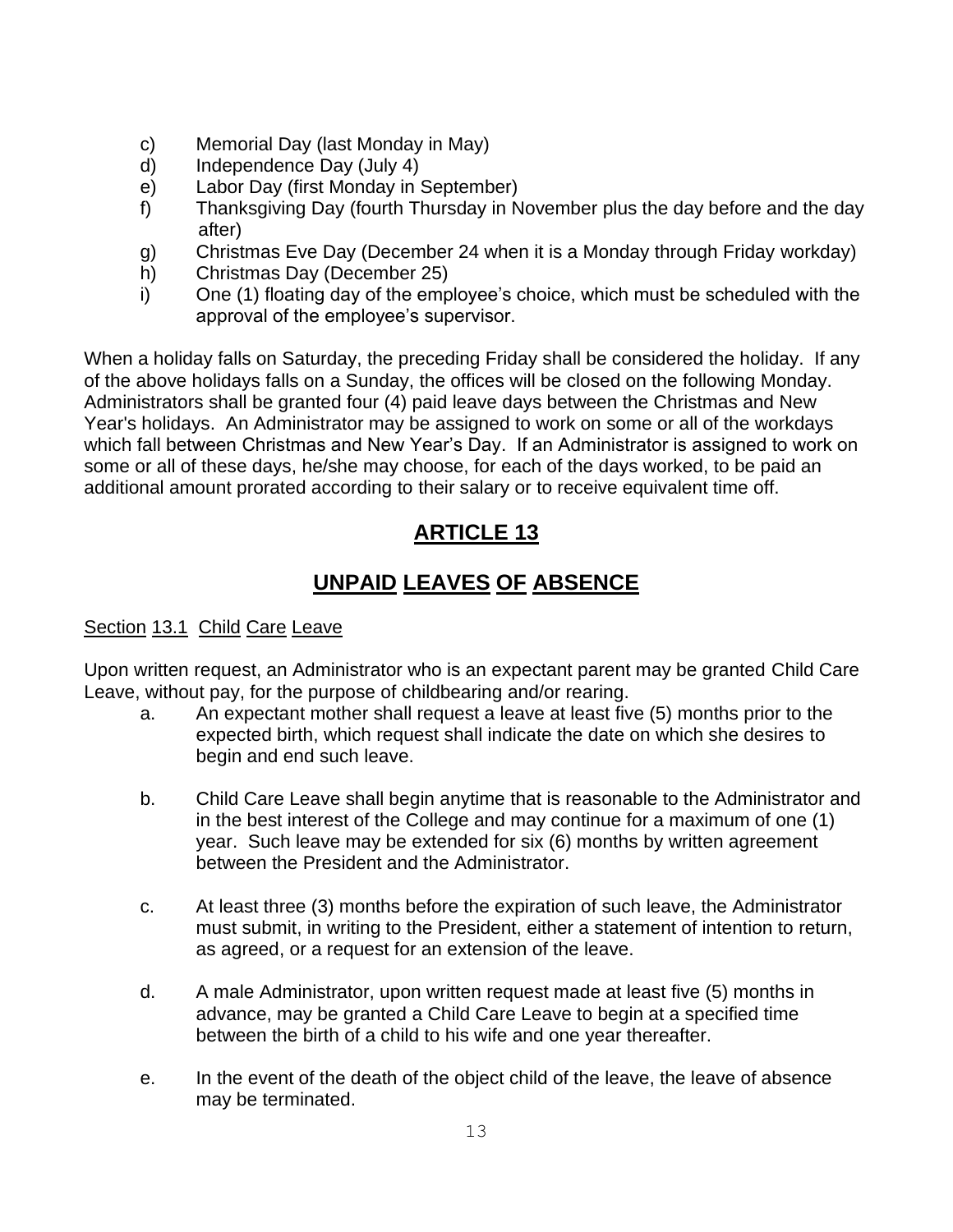c) Memorial Day (last Monday in May)
d) Independence Day (July 4)
e) Labor Day (first Monday in September)
f) Thanksgiving Day (fourth Thursday in November plus the day before and the day after)
g) Christmas Eve Day (December 24 when it is a Monday through Friday workday)
h) Christmas Day (December 25)
i) One (1) floating day of the employee's choice, which must be scheduled with the approval of the employee's supervisor.

When a holiday falls on Saturday, the preceding Friday shall be considered the holiday. If any of the above holidays falls on a Sunday, the offices will be closed on the following Monday. Administrators shall be granted four (4) paid leave days between the Christmas and New Year's holidays. An Administrator may be assigned to work on some or all of the workdays which fall between Christmas and New Year's Day. If an Administrator is assigned to work on some or all of these days, he/she may choose, for each of the days worked, to be paid an additional amount prorated according to their salary or to receive equivalent time off.

# ARTICLE 13

# UNPAID LEAVES OF ABSENCE

Section 13.1 Child Care Leave

Upon written request, an Administrator who is an expectant parent may be granted Child Care Leave, without pay, for the purpose of childbearing and/or rearing.

a. An expectant mother shall request a leave at least five (5) months prior to the expected birth, which request shall indicate the date on which she desires to begin and end such leave.

b. Child Care Leave shall begin anytime that is reasonable to the Administrator and in the best interest of the College and may continue for a maximum of one (1) year. Such leave may be extended for six (6) months by written agreement between the President and the Administrator.

c. At least three (3) months before the expiration of such leave, the Administrator must submit, in writing to the President, either a statement of intention to return, as agreed, or a request for an extension of the leave.

d. A male Administrator, upon written request made at least five (5) months in advance, may be granted a Child Care Leave to begin at a specified time between the birth of a child to his wife and one year thereafter.

e. In the event of the death of the object child of the leave, the leave of absence may be terminated.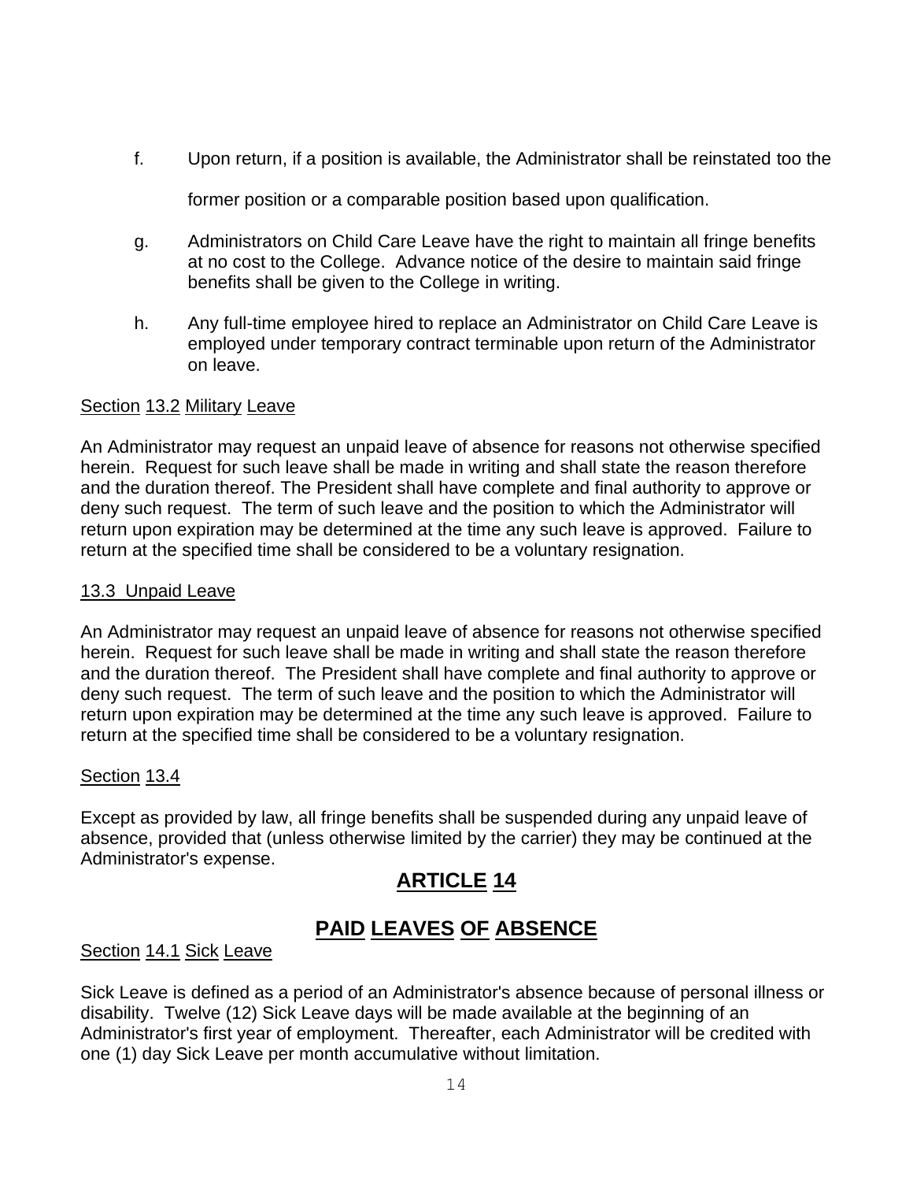f. Upon return, if a position is available, the Administrator shall be reinstated too the former position or a comparable position based upon qualification.

g. Administrators on Child Care Leave have the right to maintain all fringe benefits at no cost to the College. Advance notice of the desire to maintain said fringe benefits shall be given to the College in writing.

h. Any full-time employee hired to replace an Administrator on Child Care Leave is employed under temporary contract terminable upon return of the Administrator on leave.

Section 13.2 Military Leave

An Administrator may request an unpaid leave of absence for reasons not otherwise specified herein. Request for such leave shall be made in writing and shall state the reason therefore and the duration thereof. The President shall have complete and final authority to approve or deny such request. The term of such leave and the position to which the Administrator will return upon expiration may be determined at the time any such leave is approved. Failure to return at the specified time shall be considered to be a voluntary resignation.

13.3 Unpaid Leave

An Administrator may request an unpaid leave of absence for reasons not otherwise specified herein. Request for such leave shall be made in writing and shall state the reason therefore and the duration thereof. The President shall have complete and final authority to approve or deny such request. The term of such leave and the position to which the Administrator will return upon expiration may be determined at the time any such leave is approved. Failure to return at the specified time shall be considered to be a voluntary resignation.

Section 13.4

Except as provided by law, all fringe benefits shall be suspended during any unpaid leave of absence, provided that (unless otherwise limited by the carrier) they may be continued at the Administrator's expense.

## ARTICLE 14

## PAID LEAVES OF ABSENCE

Section 14.1 Sick Leave

Sick Leave is defined as a period of an Administrator's absence because of personal illness or disability. Twelve (12) Sick Leave days will be made available at the beginning of an Administrator's first year of employment. Thereafter, each Administrator will be credited with one (1) day Sick Leave per month accumulative without limitation.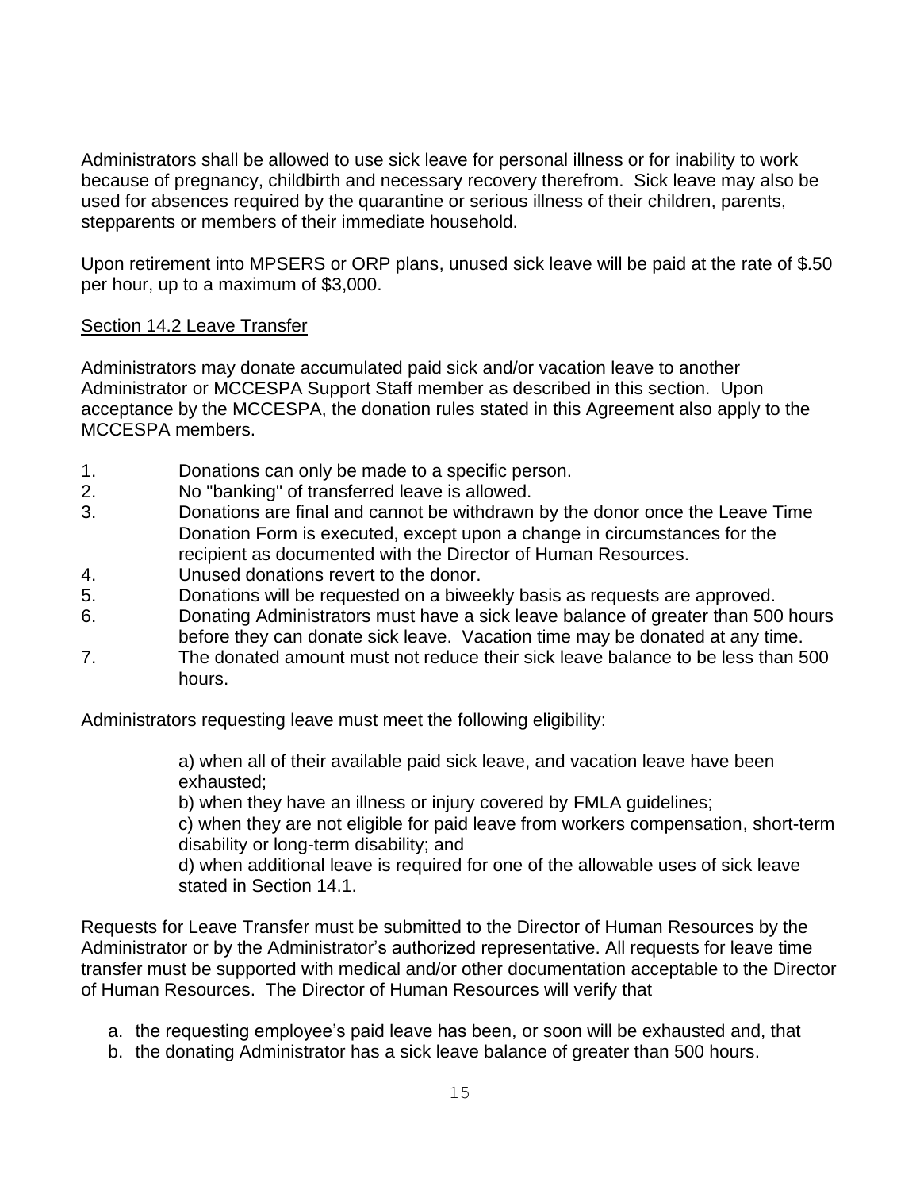Administrators shall be allowed to use sick leave for personal illness or for inability to work because of pregnancy, childbirth and necessary recovery therefrom. Sick leave may also be used for absences required by the quarantine or serious illness of their children, parents, stepparents or members of their immediate household.

Upon retirement into MPSERS or ORP plans, unused sick leave will be paid at the rate of $.50 per hour, up to a maximum of $3,000.

<u>Section 14.2 Leave Transfer</u>

Administrators may donate accumulated paid sick and/or vacation leave to another Administrator or MCCESPA Support Staff member as described in this section. Upon acceptance by the MCCESPA, the donation rules stated in this Agreement also apply to the MCCESPA members.

1. Donations can only be made to a specific person.
2. No "banking" of transferred leave is allowed.
3. Donations are final and cannot be withdrawn by the donor once the Leave Time Donation Form is executed, except upon a change in circumstances for the recipient as documented with the Director of Human Resources.
4. Unused donations revert to the donor.
5. Donations will be requested on a biweekly basis as requests are approved.
6. Donating Administrators must have a sick leave balance of greater than 500 hours before they can donate sick leave. Vacation time may be donated at any time.
7. The donated amount must not reduce their sick leave balance to be less than 500 hours.

Administrators requesting leave must meet the following eligibility:

> a) when all of their available paid sick leave, and vacation leave have been exhausted;
>
> b) when they have an illness or injury covered by FMLA guidelines;
>
> c) when they are not eligible for paid leave from workers compensation, short-term disability or long-term disability; and
>
> d) when additional leave is required for one of the allowable uses of sick leave stated in Section 14.1.

Requests for Leave Transfer must be submitted to the Director of Human Resources by the Administrator or by the Administrator's authorized representative. All requests for leave time transfer must be supported with medical and/or other documentation acceptable to the Director of Human Resources. The Director of Human Resources will verify that

a. the requesting employee's paid leave has been, or soon will be exhausted and, that
b. the donating Administrator has a sick leave balance of greater than 500 hours.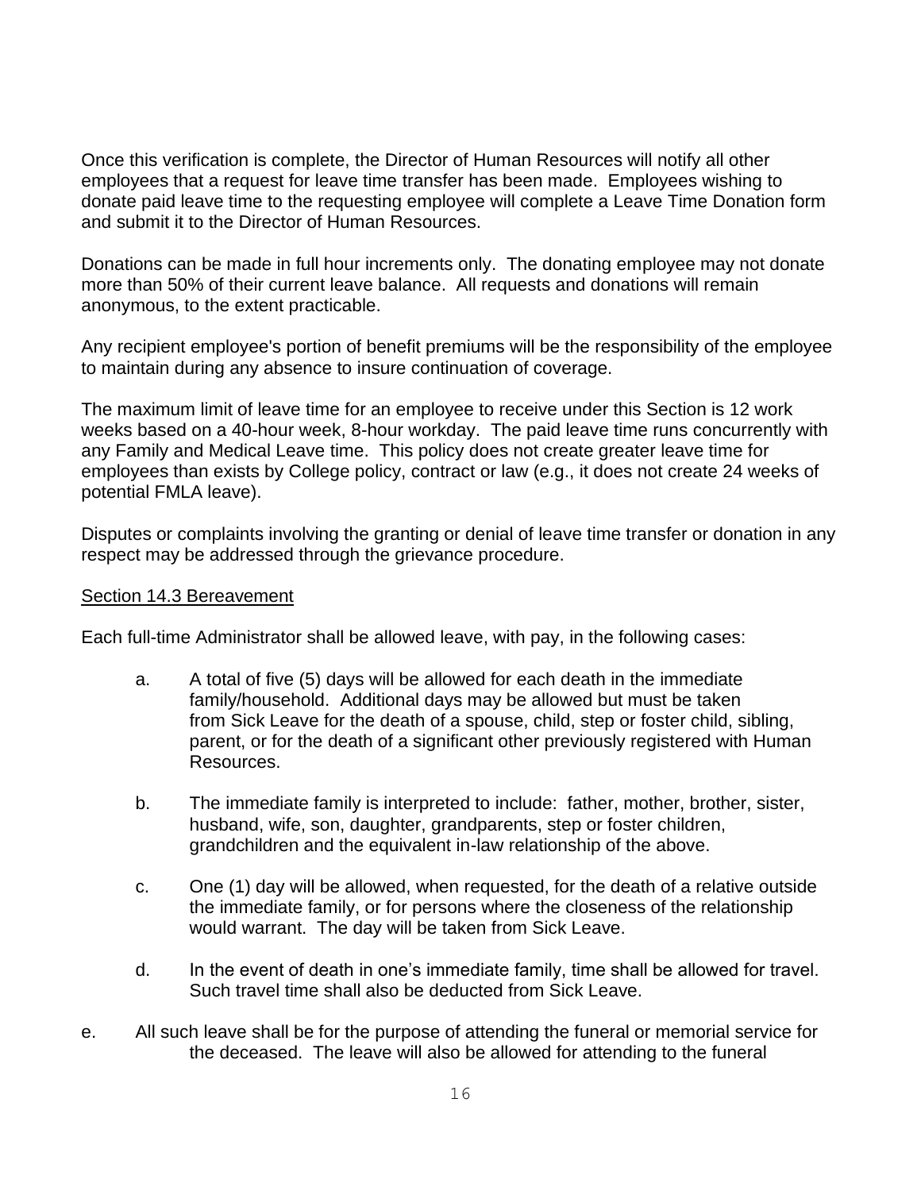Once this verification is complete, the Director of Human Resources will notify all other employees that a request for leave time transfer has been made. Employees wishing to donate paid leave time to the requesting employee will complete a Leave Time Donation form and submit it to the Director of Human Resources.

Donations can be made in full hour increments only. The donating employee may not donate more than 50% of their current leave balance. All requests and donations will remain anonymous, to the extent practicable.

Any recipient employee's portion of benefit premiums will be the responsibility of the employee to maintain during any absence to insure continuation of coverage.

The maximum limit of leave time for an employee to receive under this Section is 12 work weeks based on a 40-hour week, 8-hour workday. The paid leave time runs concurrently with any Family and Medical Leave time. This policy does not create greater leave time for employees than exists by College policy, contract or law (e.g., it does not create 24 weeks of potential FMLA leave).

Disputes or complaints involving the granting or denial of leave time transfer or donation in any respect may be addressed through the grievance procedure.

<u>Section 14.3 Bereavement</u>

Each full-time Administrator shall be allowed leave, with pay, in the following cases:

a. A total of five (5) days will be allowed for each death in the immediate family/household. Additional days may be allowed but must be taken from Sick Leave for the death of a spouse, child, step or foster child, sibling, parent, or for the death of a significant other previously registered with Human Resources.

b. The immediate family is interpreted to include: father, mother, brother, sister, husband, wife, son, daughter, grandparents, step or foster children, grandchildren and the equivalent in-law relationship of the above.

c. One (1) day will be allowed, when requested, for the death of a relative outside the immediate family, or for persons where the closeness of the relationship would warrant. The day will be taken from Sick Leave.

d. In the event of death in one's immediate family, time shall be allowed for travel. Such travel time shall also be deducted from Sick Leave.

e. All such leave shall be for the purpose of attending the funeral or memorial service for the deceased. The leave will also be allowed for attending to the funeral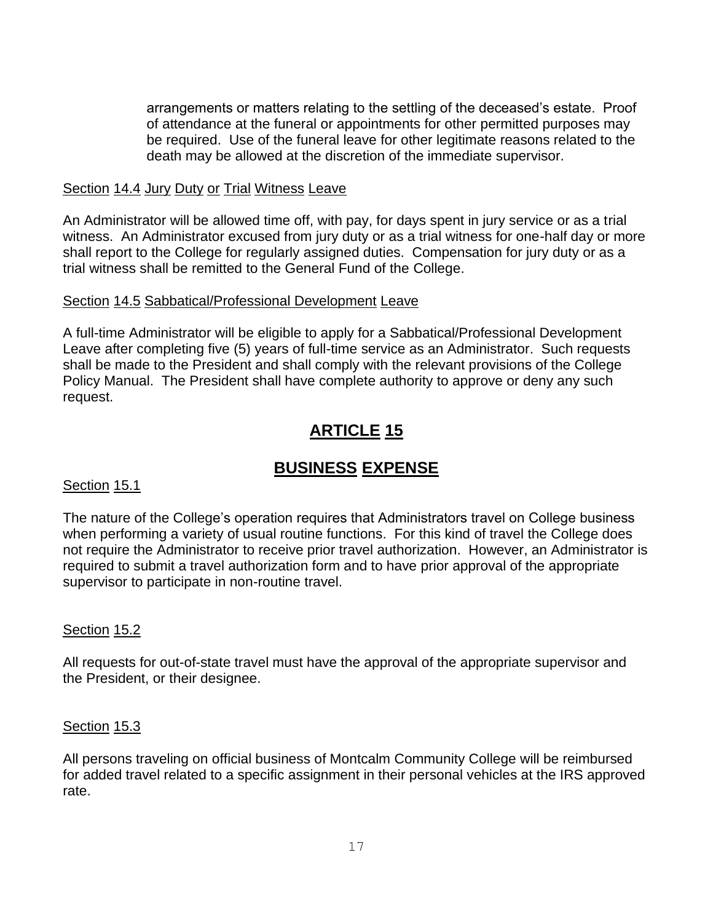arrangements or matters relating to the settling of the deceased's estate. Proof of attendance at the funeral or appointments for other permitted purposes may be required. Use of the funeral leave for other legitimate reasons related to the death may be allowed at the discretion of the immediate supervisor.

### Section 14.4 Jury Duty or Trial Witness Leave

An Administrator will be allowed time off, with pay, for days spent in jury service or as a trial witness. An Administrator excused from jury duty or as a trial witness for one-half day or more shall report to the College for regularly assigned duties. Compensation for jury duty or as a trial witness shall be remitted to the General Fund of the College.

### Section 14.5 Sabbatical/Professional Development Leave

A full-time Administrator will be eligible to apply for a Sabbatical/Professional Development Leave after completing five (5) years of full-time service as an Administrator. Such requests shall be made to the President and shall comply with the relevant provisions of the College Policy Manual. The President shall have complete authority to approve or deny any such request.

# ARTICLE 15

# BUSINESS EXPENSE

### Section 15.1

The nature of the College's operation requires that Administrators travel on College business when performing a variety of usual routine functions. For this kind of travel the College does not require the Administrator to receive prior travel authorization. However, an Administrator is required to submit a travel authorization form and to have prior approval of the appropriate supervisor to participate in non-routine travel.

### Section 15.2

All requests for out-of-state travel must have the approval of the appropriate supervisor and the President, or their designee.

### Section 15.3

All persons traveling on official business of Montcalm Community College will be reimbursed for added travel related to a specific assignment in their personal vehicles at the IRS approved rate.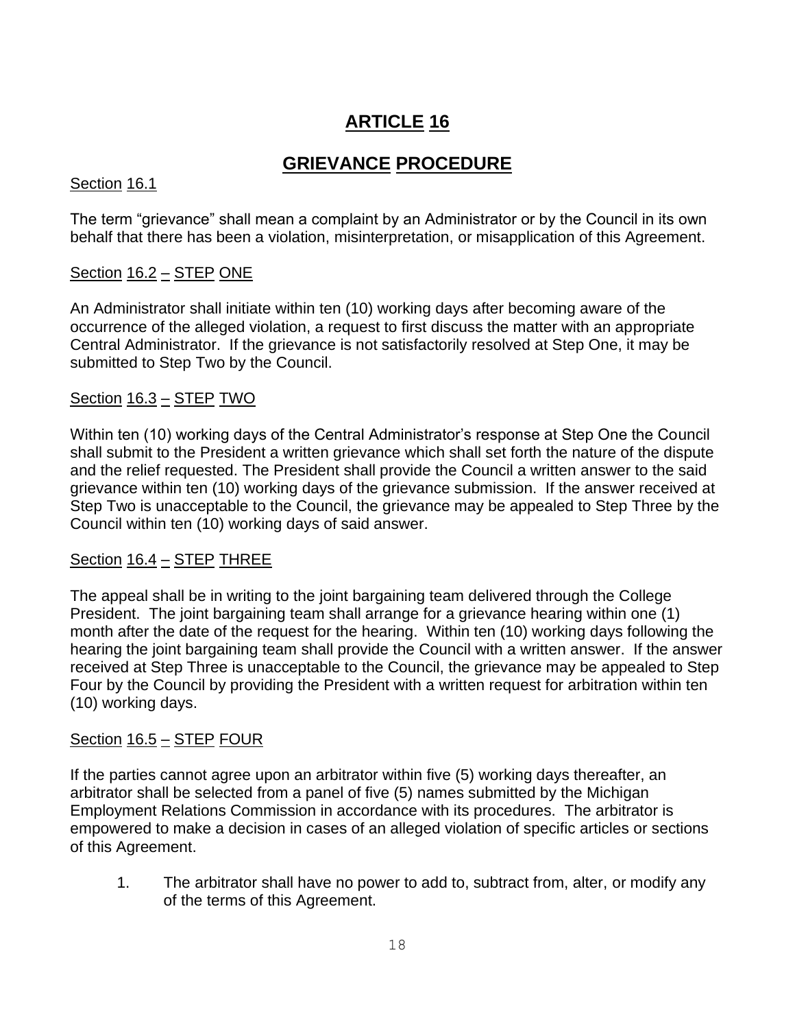# ARTICLE 16

## GRIEVANCE PROCEDURE

Section 16.1

The term "grievance" shall mean a complaint by an Administrator or by the Council in its own behalf that there has been a violation, misinterpretation, or misapplication of this Agreement.

Section 16.2 – STEP ONE

An Administrator shall initiate within ten (10) working days after becoming aware of the occurrence of the alleged violation, a request to first discuss the matter with an appropriate Central Administrator. If the grievance is not satisfactorily resolved at Step One, it may be submitted to Step Two by the Council.

Section 16.3 – STEP TWO

Within ten (10) working days of the Central Administrator's response at Step One the Council shall submit to the President a written grievance which shall set forth the nature of the dispute and the relief requested. The President shall provide the Council a written answer to the said grievance within ten (10) working days of the grievance submission. If the answer received at Step Two is unacceptable to the Council, the grievance may be appealed to Step Three by the Council within ten (10) working days of said answer.

Section 16.4 – STEP THREE

The appeal shall be in writing to the joint bargaining team delivered through the College President. The joint bargaining team shall arrange for a grievance hearing within one (1) month after the date of the request for the hearing. Within ten (10) working days following the hearing the joint bargaining team shall provide the Council with a written answer. If the answer received at Step Three is unacceptable to the Council, the grievance may be appealed to Step Four by the Council by providing the President with a written request for arbitration within ten (10) working days.

Section 16.5 – STEP FOUR

If the parties cannot agree upon an arbitrator within five (5) working days thereafter, an arbitrator shall be selected from a panel of five (5) names submitted by the Michigan Employment Relations Commission in accordance with its procedures. The arbitrator is empowered to make a decision in cases of an alleged violation of specific articles or sections of this Agreement.

1. The arbitrator shall have no power to add to, subtract from, alter, or modify any of the terms of this Agreement.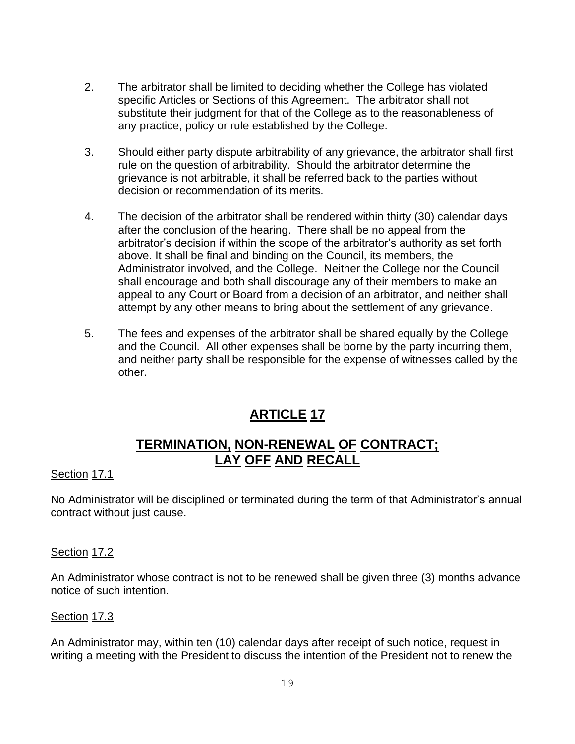2. The arbitrator shall be limited to deciding whether the College has violated specific Articles or Sections of this Agreement. The arbitrator shall not substitute their judgment for that of the College as to the reasonableness of any practice, policy or rule established by the College.

3. Should either party dispute arbitrability of any grievance, the arbitrator shall first rule on the question of arbitrability. Should the arbitrator determine the grievance is not arbitrable, it shall be referred back to the parties without decision or recommendation of its merits.

4. The decision of the arbitrator shall be rendered within thirty (30) calendar days after the conclusion of the hearing. There shall be no appeal from the arbitrator's decision if within the scope of the arbitrator's authority as set forth above. It shall be final and binding on the Council, its members, the Administrator involved, and the College. Neither the College nor the Council shall encourage and both shall discourage any of their members to make an appeal to any Court or Board from a decision of an arbitrator, and neither shall attempt by any other means to bring about the settlement of any grievance.

5. The fees and expenses of the arbitrator shall be shared equally by the College and the Council. All other expenses shall be borne by the party incurring them, and neither party shall be responsible for the expense of witnesses called by the other.

# ARTICLE 17

## TERMINATION, NON-RENEWAL OF CONTRACT; LAY OFF AND RECALL

Section 17.1

No Administrator will be disciplined or terminated during the term of that Administrator's annual contract without just cause.

Section 17.2

An Administrator whose contract is not to be renewed shall be given three (3) months advance notice of such intention.

Section 17.3

An Administrator may, within ten (10) calendar days after receipt of such notice, request in writing a meeting with the President to discuss the intention of the President not to renew the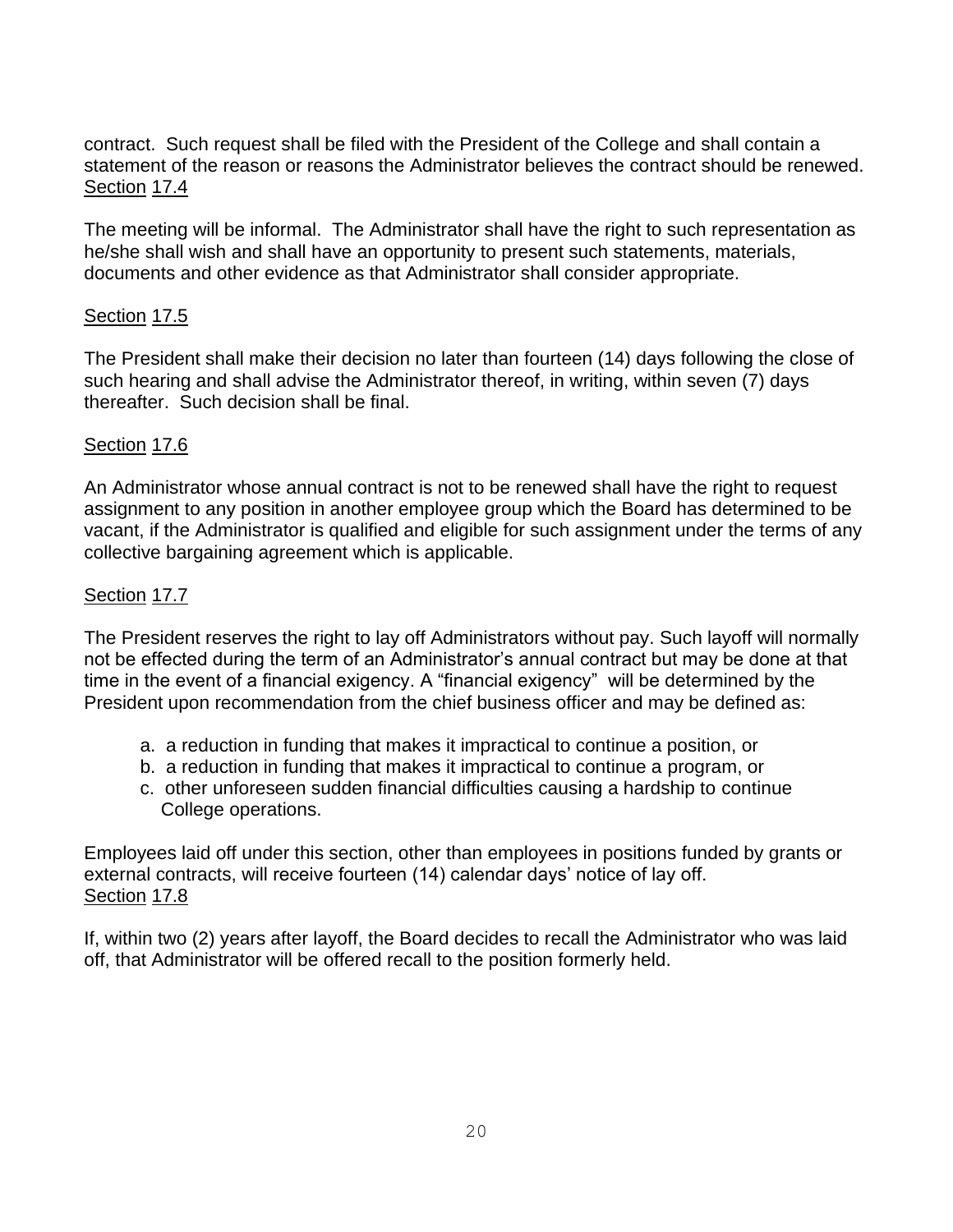contract. Such request shall be filed with the President of the College and shall contain a statement of the reason or reasons the Administrator believes the contract should be renewed.

Section 17.4

The meeting will be informal. The Administrator shall have the right to such representation as he/she shall wish and shall have an opportunity to present such statements, materials, documents and other evidence as that Administrator shall consider appropriate.

Section 17.5

The President shall make their decision no later than fourteen (14) days following the close of such hearing and shall advise the Administrator thereof, in writing, within seven (7) days thereafter. Such decision shall be final.

Section 17.6

An Administrator whose annual contract is not to be renewed shall have the right to request assignment to any position in another employee group which the Board has determined to be vacant, if the Administrator is qualified and eligible for such assignment under the terms of any collective bargaining agreement which is applicable.

Section 17.7

The President reserves the right to lay off Administrators without pay. Such layoff will normally not be effected during the term of an Administrator's annual contract but may be done at that time in the event of a financial exigency. A "financial exigency" will be determined by the President upon recommendation from the chief business officer and may be defined as:

a. a reduction in funding that makes it impractical to continue a position, or
b. a reduction in funding that makes it impractical to continue a program, or
c. other unforeseen sudden financial difficulties causing a hardship to continue College operations.

Employees laid off under this section, other than employees in positions funded by grants or external contracts, will receive fourteen (14) calendar days' notice of lay off.

Section 17.8

If, within two (2) years after layoff, the Board decides to recall the Administrator who was laid off, that Administrator will be offered recall to the position formerly held.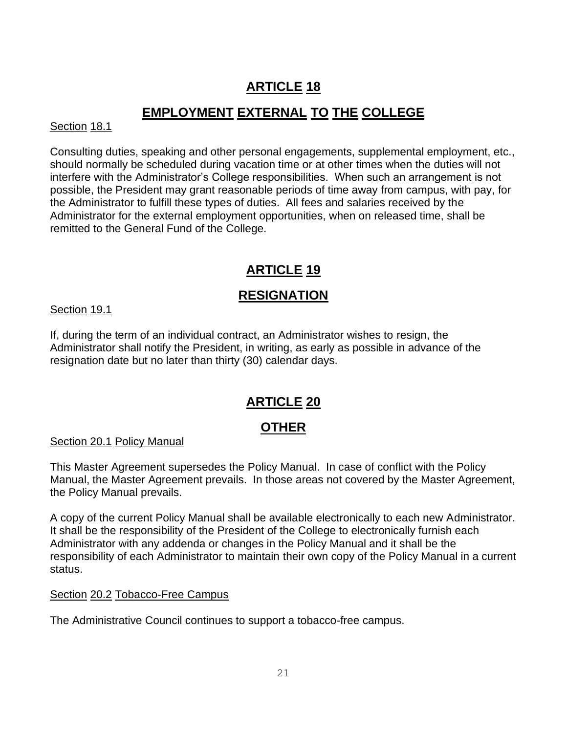# ARTICLE 18

## EMPLOYMENT EXTERNAL TO THE COLLEGE

Section 18.1

Consulting duties, speaking and other personal engagements, supplemental employment, etc., should normally be scheduled during vacation time or at other times when the duties will not interfere with the Administrator's College responsibilities. When such an arrangement is not possible, the President may grant reasonable periods of time away from campus, with pay, for the Administrator to fulfill these types of duties. All fees and salaries received by the Administrator for the external employment opportunities, when on released time, shall be remitted to the General Fund of the College.

# ARTICLE 19

## RESIGNATION

Section 19.1

If, during the term of an individual contract, an Administrator wishes to resign, the Administrator shall notify the President, in writing, as early as possible in advance of the resignation date but no later than thirty (30) calendar days.

# ARTICLE 20

## OTHER

Section 20.1 Policy Manual

This Master Agreement supersedes the Policy Manual. In case of conflict with the Policy Manual, the Master Agreement prevails. In those areas not covered by the Master Agreement, the Policy Manual prevails.

A copy of the current Policy Manual shall be available electronically to each new Administrator. It shall be the responsibility of the President of the College to electronically furnish each Administrator with any addenda or changes in the Policy Manual and it shall be the responsibility of each Administrator to maintain their own copy of the Policy Manual in a current status.

Section 20.2 Tobacco-Free Campus

The Administrative Council continues to support a tobacco-free campus.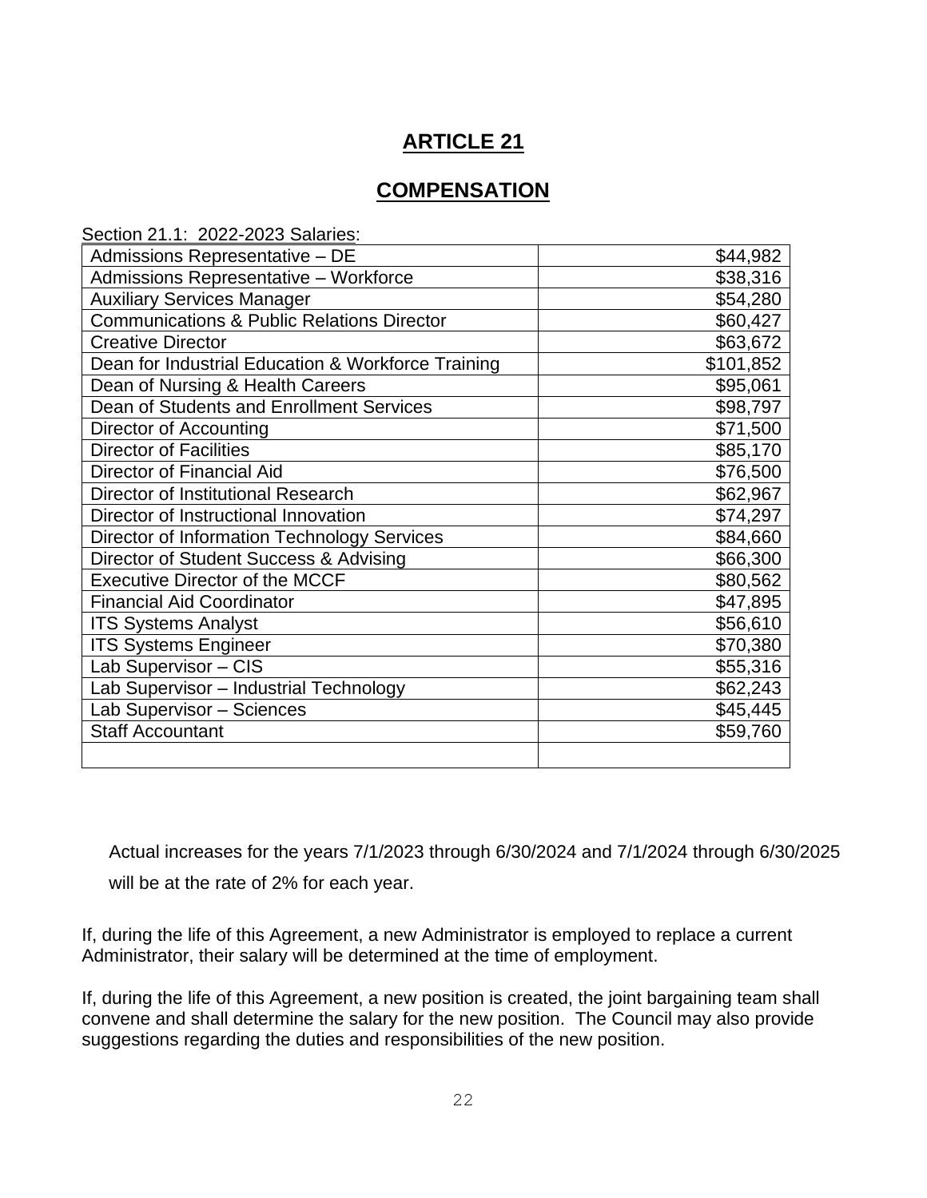# ARTICLE 21

## COMPENSATION

Section 21.1: 2022-2023 Salaries:

| | |
|---|---|
| Admissions Representative – DE | $44,982 |
| Admissions Representative – Workforce | $38,316 |
| Auxiliary Services Manager | $54,280 |
| Communications & Public Relations Director | $60,427 |
| Creative Director | $63,672 |
| Dean for Industrial Education & Workforce Training | $101,852 |
| Dean of Nursing & Health Careers | $95,061 |
| Dean of Students and Enrollment Services | $98,797 |
| Director of Accounting | $71,500 |
| Director of Facilities | $85,170 |
| Director of Financial Aid | $76,500 |
| Director of Institutional Research | $62,967 |
| Director of Instructional Innovation | $74,297 |
| Director of Information Technology Services | $84,660 |
| Director of Student Success & Advising | $66,300 |
| Executive Director of the MCCF | $80,562 |
| Financial Aid Coordinator | $47,895 |
| ITS Systems Analyst | $56,610 |
| ITS Systems Engineer | $70,380 |
| Lab Supervisor – CIS | $55,316 |
| Lab Supervisor – Industrial Technology | $62,243 |
| Lab Supervisor – Sciences | $45,445 |
| Staff Accountant | $59,760 |
| | |

Actual increases for the years 7/1/2023 through 6/30/2024 and 7/1/2024 through 6/30/2025 will be at the rate of 2% for each year.

If, during the life of this Agreement, a new Administrator is employed to replace a current Administrator, their salary will be determined at the time of employment.

If, during the life of this Agreement, a new position is created, the joint bargaining team shall convene and shall determine the salary for the new position. The Council may also provide suggestions regarding the duties and responsibilities of the new position.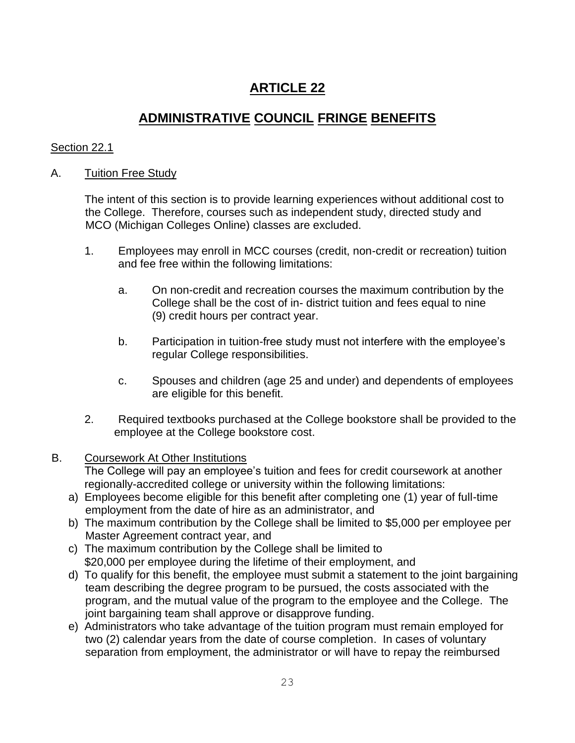# ARTICLE 22

# ADMINISTRATIVE COUNCIL FRINGE BENEFITS

Section 22.1

A. Tuition Free Study

The intent of this section is to provide learning experiences without additional cost to the College. Therefore, courses such as independent study, directed study and MCO (Michigan Colleges Online) classes are excluded.

1. Employees may enroll in MCC courses (credit, non-credit or recreation) tuition and fee free within the following limitations:

   a. On non-credit and recreation courses the maximum contribution by the College shall be the cost of in- district tuition and fees equal to nine (9) credit hours per contract year.

   b. Participation in tuition-free study must not interfere with the employee's regular College responsibilities.

   c. Spouses and children (age 25 and under) and dependents of employees are eligible for this benefit.

2. Required textbooks purchased at the College bookstore shall be provided to the employee at the College bookstore cost.

B. Coursework At Other Institutions

The College will pay an employee's tuition and fees for credit coursework at another regionally-accredited college or university within the following limitations:

a) Employees become eligible for this benefit after completing one (1) year of full-time employment from the date of hire as an administrator, and
b) The maximum contribution by the College shall be limited to $5,000 per employee per Master Agreement contract year, and
c) The maximum contribution by the College shall be limited to $20,000 per employee during the lifetime of their employment, and
d) To qualify for this benefit, the employee must submit a statement to the joint bargaining team describing the degree program to be pursued, the costs associated with the program, and the mutual value of the program to the employee and the College. The joint bargaining team shall approve or disapprove funding.
e) Administrators who take advantage of the tuition program must remain employed for two (2) calendar years from the date of course completion. In cases of voluntary separation from employment, the administrator or will have to repay the reimbursed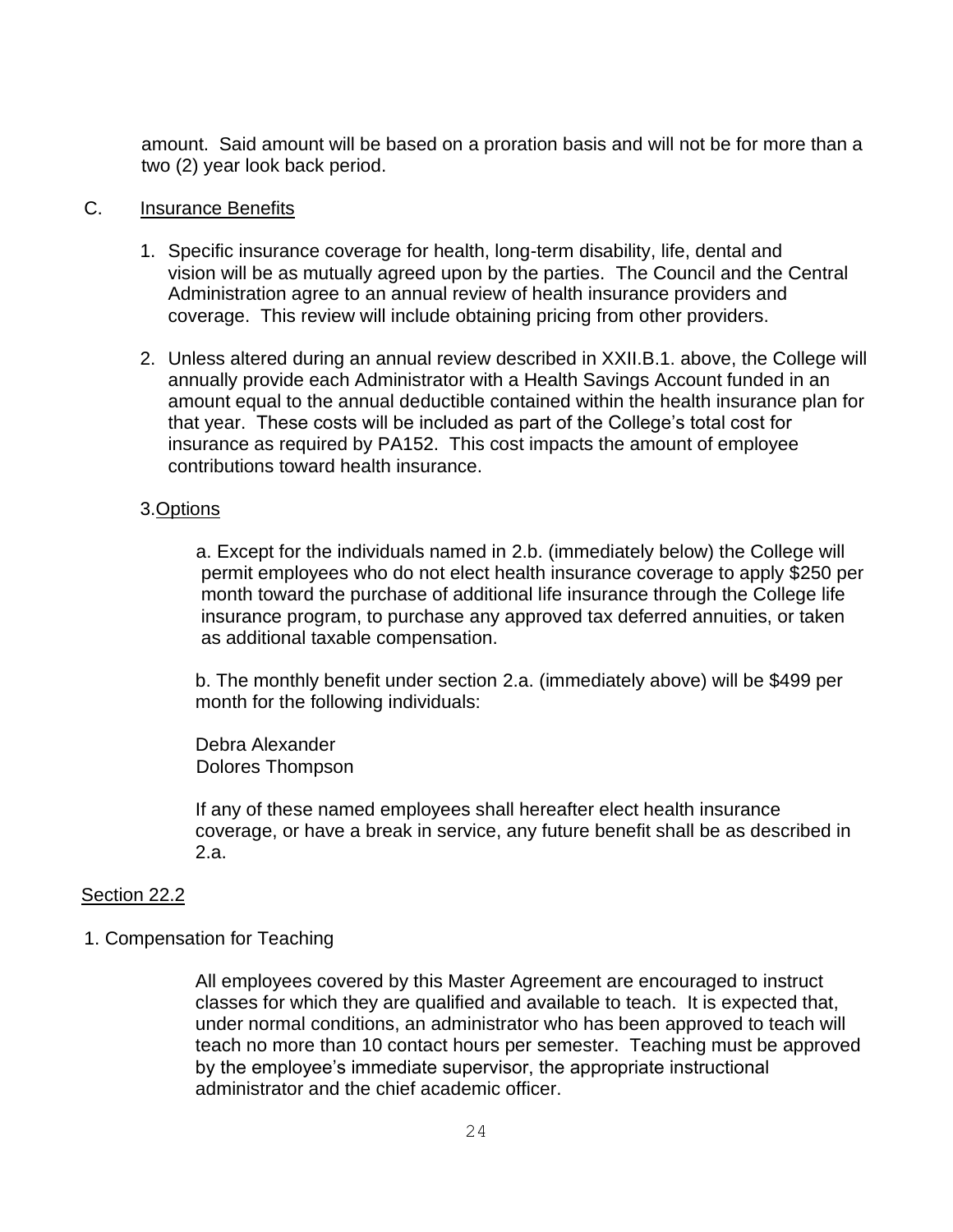amount. Said amount will be based on a proration basis and will not be for more than a two (2) year look back period.

C. Insurance Benefits

1. Specific insurance coverage for health, long-term disability, life, dental and vision will be as mutually agreed upon by the parties. The Council and the Central Administration agree to an annual review of health insurance providers and coverage. This review will include obtaining pricing from other providers.

2. Unless altered during an annual review described in XXII.B.1. above, the College will annually provide each Administrator with a Health Savings Account funded in an amount equal to the annual deductible contained within the health insurance plan for that year. These costs will be included as part of the College's total cost for insurance as required by PA152. This cost impacts the amount of employee contributions toward health insurance.

3. Options

a. Except for the individuals named in 2.b. (immediately below) the College will permit employees who do not elect health insurance coverage to apply $250 per month toward the purchase of additional life insurance through the College life insurance program, to purchase any approved tax deferred annuities, or taken as additional taxable compensation.

b. The monthly benefit under section 2.a. (immediately above) will be $499 per month for the following individuals:

Debra Alexander
Dolores Thompson

If any of these named employees shall hereafter elect health insurance coverage, or have a break in service, any future benefit shall be as described in 2.a.

Section 22.2

1. Compensation for Teaching

All employees covered by this Master Agreement are encouraged to instruct classes for which they are qualified and available to teach. It is expected that, under normal conditions, an administrator who has been approved to teach will teach no more than 10 contact hours per semester. Teaching must be approved by the employee's immediate supervisor, the appropriate instructional administrator and the chief academic officer.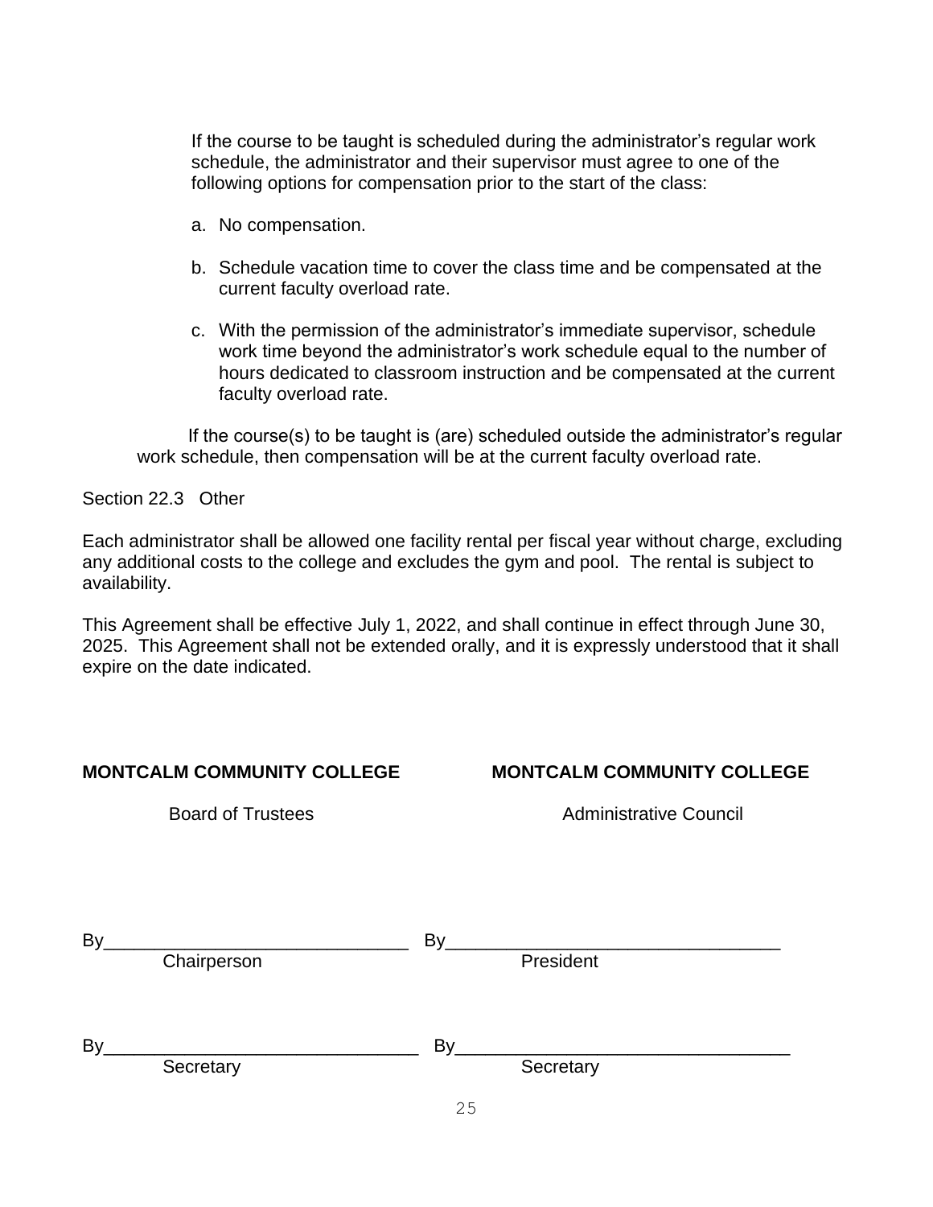If the course to be taught is scheduled during the administrator's regular work schedule, the administrator and their supervisor must agree to one of the following options for compensation prior to the start of the class:

a. No compensation.

b. Schedule vacation time to cover the class time and be compensated at the current faculty overload rate.

c. With the permission of the administrator's immediate supervisor, schedule work time beyond the administrator's work schedule equal to the number of hours dedicated to classroom instruction and be compensated at the current faculty overload rate.

If the course(s) to be taught is (are) scheduled outside the administrator's regular work schedule, then compensation will be at the current faculty overload rate.

Section 22.3 Other

Each administrator shall be allowed one facility rental per fiscal year without charge, excluding any additional costs to the college and excludes the gym and pool. The rental is subject to availability.

This Agreement shall be effective July 1, 2022, and shall continue in effect through June 30, 2025. This Agreement shall not be extended orally, and it is expressly understood that it shall expire on the date indicated.

| | |
|---|---|
| **MONTCALM COMMUNITY COLLEGE** | **MONTCALM COMMUNITY COLLEGE** |
| Board of Trustees | Administrative Council |
| By______________________________ | By________________________________ |
| Chairperson | President |
| By_______________________________ | By_________________________________ |
| Secretary | Secretary |